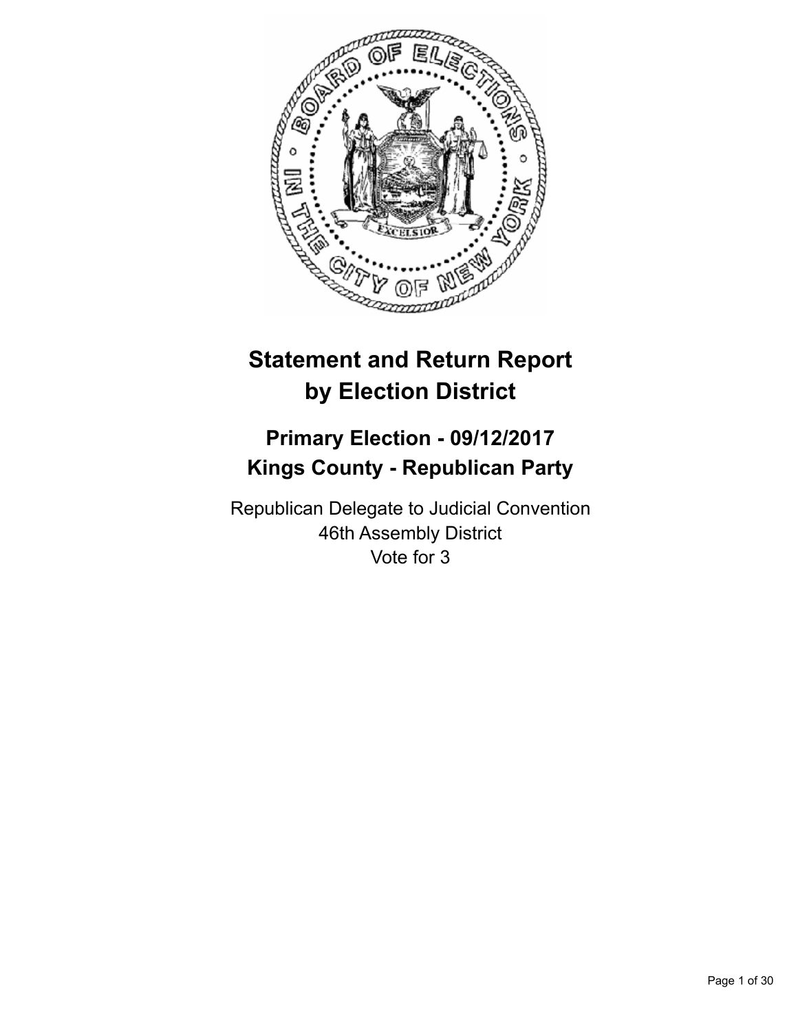# Statement and Return Report by Election District

## Primary Election - 09/12/2017
## Kings County - Republican Party

Republican Delegate to Judicial Convention
46th Assembly District
Vote for 3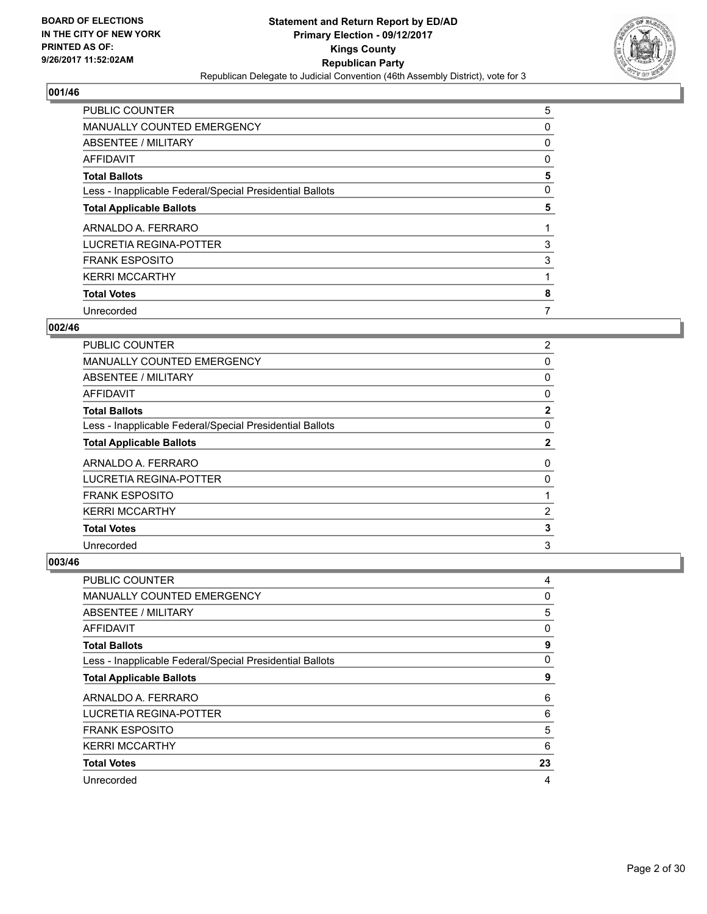**BOARD OF ELECTIONS IN THE CITY OF NEW YORK PRINTED AS OF: 9/26/2017 11:52:02AM**

**Statement and Return Report by ED/AD**
**Primary Election - 09/12/2017**
**Kings County**
**Republican Party**
Republican Delegate to Judicial Convention (46th Assembly District), vote for 3

### 001/46

| | |
|---|---|
| PUBLIC COUNTER | 5 |
| MANUALLY COUNTED EMERGENCY | 0 |
| ABSENTEE / MILITARY | 0 |
| AFFIDAVIT | 0 |
| **Total Ballots** | **5** |
| Less - Inapplicable Federal/Special Presidential Ballots | 0 |
| **Total Applicable Ballots** | **5** |
| ARNALDO A. FERRARO | 1 |
| LUCRETIA REGINA-POTTER | 3 |
| FRANK ESPOSITO | 3 |
| KERRI MCCARTHY | 1 |
| **Total Votes** | **8** |
| Unrecorded | 7 |

### 002/46

| | |
|---|---|
| PUBLIC COUNTER | 2 |
| MANUALLY COUNTED EMERGENCY | 0 |
| ABSENTEE / MILITARY | 0 |
| AFFIDAVIT | 0 |
| **Total Ballots** | **2** |
| Less - Inapplicable Federal/Special Presidential Ballots | 0 |
| **Total Applicable Ballots** | **2** |
| ARNALDO A. FERRARO | 0 |
| LUCRETIA REGINA-POTTER | 0 |
| FRANK ESPOSITO | 1 |
| KERRI MCCARTHY | 2 |
| **Total Votes** | **3** |
| Unrecorded | 3 |

### 003/46

| | |
|---|---|
| PUBLIC COUNTER | 4 |
| MANUALLY COUNTED EMERGENCY | 0 |
| ABSENTEE / MILITARY | 5 |
| AFFIDAVIT | 0 |
| **Total Ballots** | **9** |
| Less - Inapplicable Federal/Special Presidential Ballots | 0 |
| **Total Applicable Ballots** | **9** |
| ARNALDO A. FERRARO | 6 |
| LUCRETIA REGINA-POTTER | 6 |
| FRANK ESPOSITO | 5 |
| KERRI MCCARTHY | 6 |
| **Total Votes** | **23** |
| Unrecorded | 4 |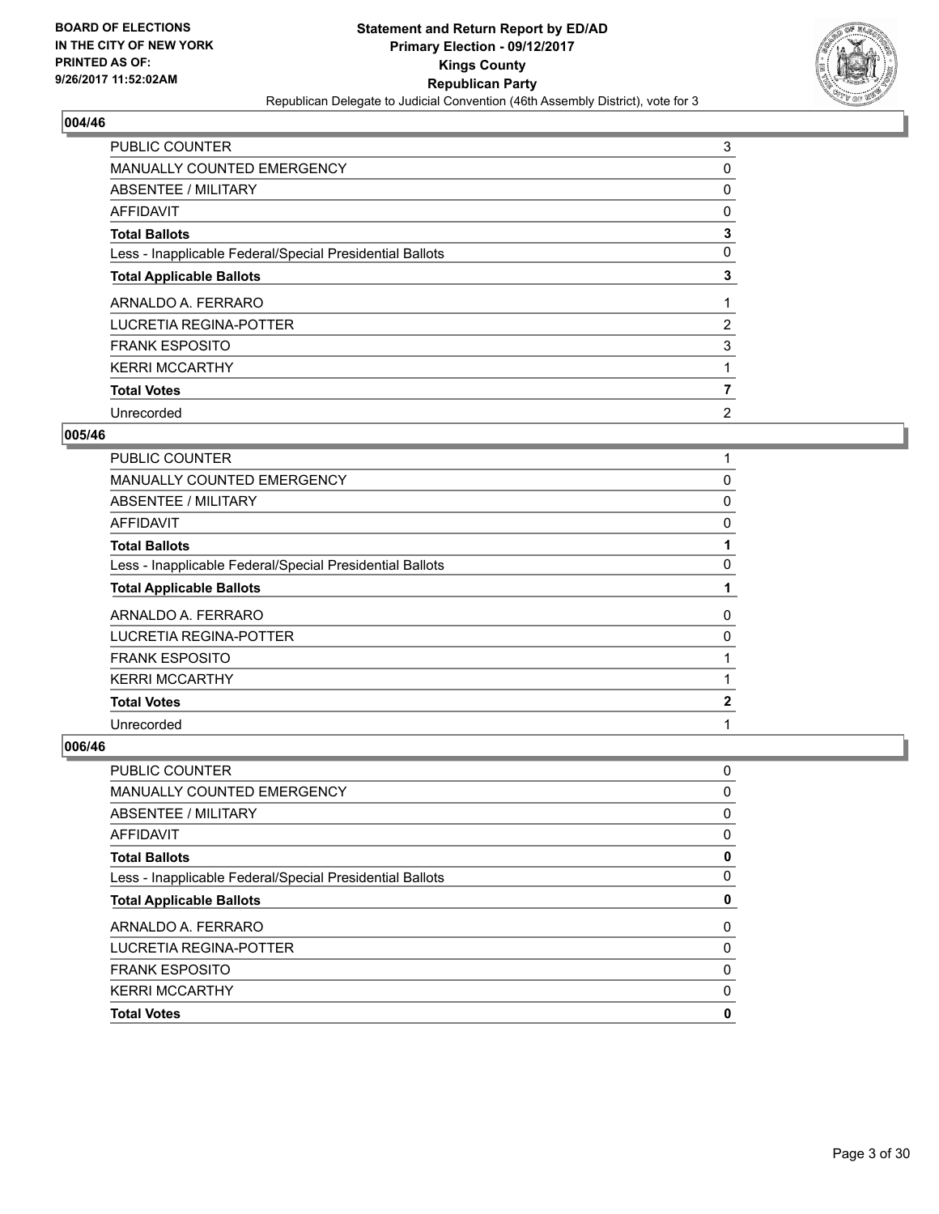## 004/46

| | |
|---|---|
| PUBLIC COUNTER | 3 |
| MANUALLY COUNTED EMERGENCY | 0 |
| ABSENTEE / MILITARY | 0 |
| AFFIDAVIT | 0 |
| **Total Ballots** | **3** |
| Less - Inapplicable Federal/Special Presidential Ballots | 0 |
| **Total Applicable Ballots** | **3** |
| ARNALDO A. FERRARO | 1 |
| LUCRETIA REGINA-POTTER | 2 |
| FRANK ESPOSITO | 3 |
| KERRI MCCARTHY | 1 |
| **Total Votes** | **7** |
| Unrecorded | 2 |

## 005/46

| | |
|---|---|
| PUBLIC COUNTER | 1 |
| MANUALLY COUNTED EMERGENCY | 0 |
| ABSENTEE / MILITARY | 0 |
| AFFIDAVIT | 0 |
| **Total Ballots** | **1** |
| Less - Inapplicable Federal/Special Presidential Ballots | 0 |
| **Total Applicable Ballots** | **1** |
| ARNALDO A. FERRARO | 0 |
| LUCRETIA REGINA-POTTER | 0 |
| FRANK ESPOSITO | 1 |
| KERRI MCCARTHY | 1 |
| **Total Votes** | **2** |
| Unrecorded | 1 |

## 006/46

| | |
|---|---|
| PUBLIC COUNTER | 0 |
| MANUALLY COUNTED EMERGENCY | 0 |
| ABSENTEE / MILITARY | 0 |
| AFFIDAVIT | 0 |
| **Total Ballots** | **0** |
| Less - Inapplicable Federal/Special Presidential Ballots | 0 |
| **Total Applicable Ballots** | **0** |
| ARNALDO A. FERRARO | 0 |
| LUCRETIA REGINA-POTTER | 0 |
| FRANK ESPOSITO | 0 |
| KERRI MCCARTHY | 0 |
| **Total Votes** | **0** |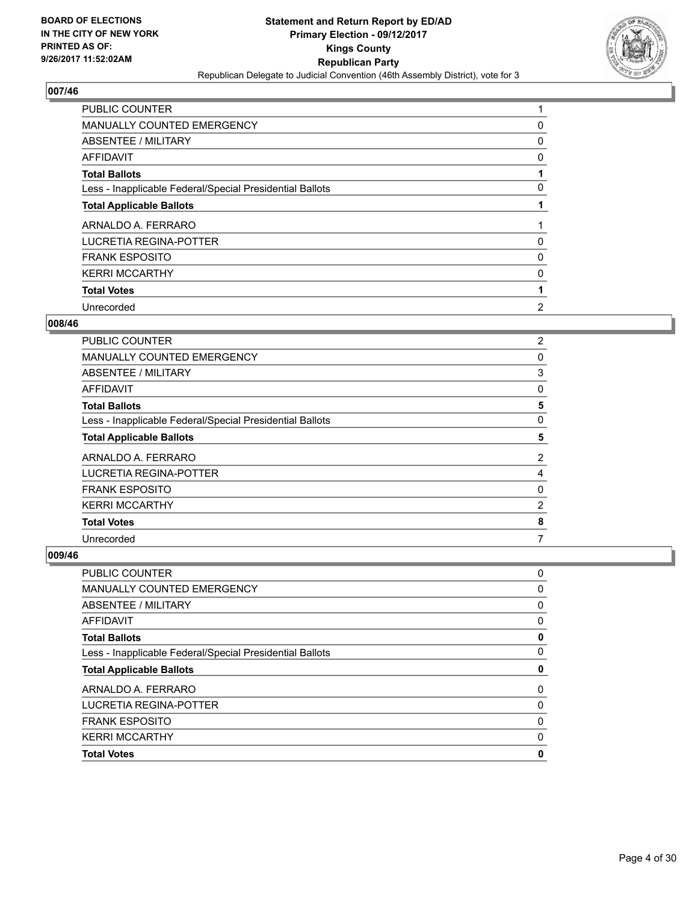## 007/46

| | |
|---|---|
| PUBLIC COUNTER | 1 |
| MANUALLY COUNTED EMERGENCY | 0 |
| ABSENTEE / MILITARY | 0 |
| AFFIDAVIT | 0 |
| **Total Ballots** | **1** |
| Less - Inapplicable Federal/Special Presidential Ballots | 0 |
| **Total Applicable Ballots** | **1** |
| ARNALDO A. FERRARO | 1 |
| LUCRETIA REGINA-POTTER | 0 |
| FRANK ESPOSITO | 0 |
| KERRI MCCARTHY | 0 |
| **Total Votes** | **1** |
| Unrecorded | 2 |

## 008/46

| | |
|---|---|
| PUBLIC COUNTER | 2 |
| MANUALLY COUNTED EMERGENCY | 0 |
| ABSENTEE / MILITARY | 3 |
| AFFIDAVIT | 0 |
| **Total Ballots** | **5** |
| Less - Inapplicable Federal/Special Presidential Ballots | 0 |
| **Total Applicable Ballots** | **5** |
| ARNALDO A. FERRARO | 2 |
| LUCRETIA REGINA-POTTER | 4 |
| FRANK ESPOSITO | 0 |
| KERRI MCCARTHY | 2 |
| **Total Votes** | **8** |
| Unrecorded | 7 |

## 009/46

| | |
|---|---|
| PUBLIC COUNTER | 0 |
| MANUALLY COUNTED EMERGENCY | 0 |
| ABSENTEE / MILITARY | 0 |
| AFFIDAVIT | 0 |
| **Total Ballots** | **0** |
| Less - Inapplicable Federal/Special Presidential Ballots | 0 |
| **Total Applicable Ballots** | **0** |
| ARNALDO A. FERRARO | 0 |
| LUCRETIA REGINA-POTTER | 0 |
| FRANK ESPOSITO | 0 |
| KERRI MCCARTHY | 0 |
| **Total Votes** | **0** |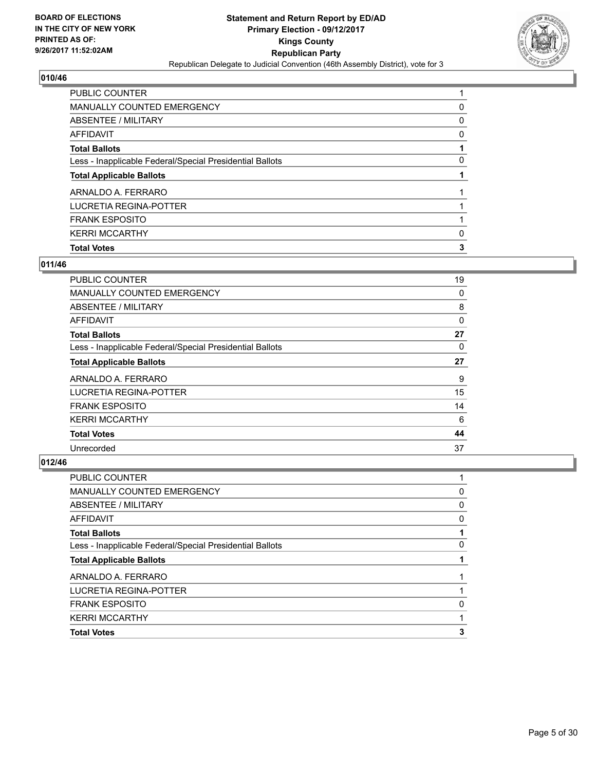BOARD OF ELECTIONS
IN THE CITY OF NEW YORK
PRINTED AS OF:
9/26/2017 11:52:02AM

**Statement and Return Report by ED/AD**
**Primary Election - 09/12/2017**
**Kings County**
**Republican Party**
Republican Delegate to Judicial Convention (46th Assembly District), vote for 3

## 010/46

| | |
|---|---|
| PUBLIC COUNTER | 1 |
| MANUALLY COUNTED EMERGENCY | 0 |
| ABSENTEE / MILITARY | 0 |
| AFFIDAVIT | 0 |
| **Total Ballots** | **1** |
| Less - Inapplicable Federal/Special Presidential Ballots | 0 |
| **Total Applicable Ballots** | **1** |
| ARNALDO A. FERRARO | 1 |
| LUCRETIA REGINA-POTTER | 1 |
| FRANK ESPOSITO | 1 |
| KERRI MCCARTHY | 0 |
| **Total Votes** | **3** |

## 011/46

| | |
|---|---|
| PUBLIC COUNTER | 19 |
| MANUALLY COUNTED EMERGENCY | 0 |
| ABSENTEE / MILITARY | 8 |
| AFFIDAVIT | 0 |
| **Total Ballots** | **27** |
| Less - Inapplicable Federal/Special Presidential Ballots | 0 |
| **Total Applicable Ballots** | **27** |
| ARNALDO A. FERRARO | 9 |
| LUCRETIA REGINA-POTTER | 15 |
| FRANK ESPOSITO | 14 |
| KERRI MCCARTHY | 6 |
| **Total Votes** | **44** |
| Unrecorded | 37 |

## 012/46

| | |
|---|---|
| PUBLIC COUNTER | 1 |
| MANUALLY COUNTED EMERGENCY | 0 |
| ABSENTEE / MILITARY | 0 |
| AFFIDAVIT | 0 |
| **Total Ballots** | **1** |
| Less - Inapplicable Federal/Special Presidential Ballots | 0 |
| **Total Applicable Ballots** | **1** |
| ARNALDO A. FERRARO | 1 |
| LUCRETIA REGINA-POTTER | 1 |
| FRANK ESPOSITO | 0 |
| KERRI MCCARTHY | 1 |
| **Total Votes** | **3** |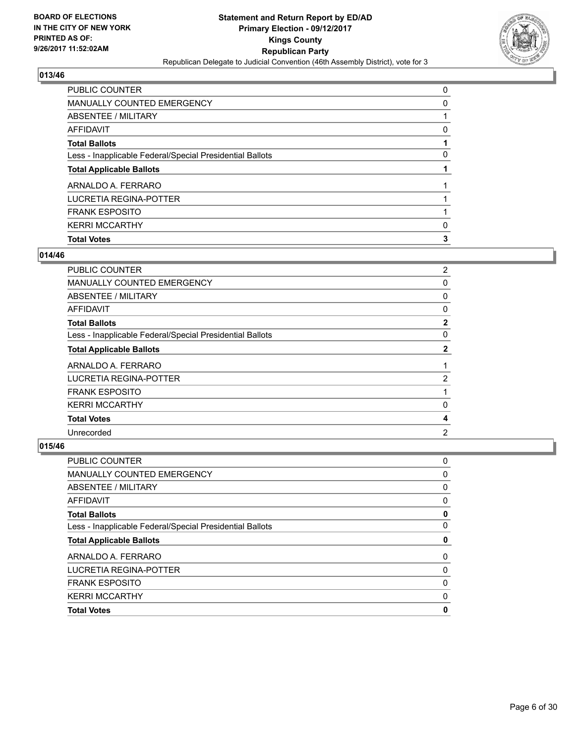**Statement and Return Report by ED/AD**
**Primary Election - 09/12/2017**
**Kings County**
**Republican Party**
Republican Delegate to Judicial Convention (46th Assembly District), vote for 3

BOARD OF ELECTIONS
IN THE CITY OF NEW YORK
PRINTED AS OF:
9/26/2017 11:52:02AM

### 013/46

| | |
|---|---|
| PUBLIC COUNTER | 0 |
| MANUALLY COUNTED EMERGENCY | 0 |
| ABSENTEE / MILITARY | 1 |
| AFFIDAVIT | 0 |
| **Total Ballots** | **1** |
| Less - Inapplicable Federal/Special Presidential Ballots | 0 |
| **Total Applicable Ballots** | **1** |
| ARNALDO A. FERRARO | 1 |
| LUCRETIA REGINA-POTTER | 1 |
| FRANK ESPOSITO | 1 |
| KERRI MCCARTHY | 0 |
| **Total Votes** | **3** |

### 014/46

| | |
|---|---|
| PUBLIC COUNTER | 2 |
| MANUALLY COUNTED EMERGENCY | 0 |
| ABSENTEE / MILITARY | 0 |
| AFFIDAVIT | 0 |
| **Total Ballots** | **2** |
| Less - Inapplicable Federal/Special Presidential Ballots | 0 |
| **Total Applicable Ballots** | **2** |
| ARNALDO A. FERRARO | 1 |
| LUCRETIA REGINA-POTTER | 2 |
| FRANK ESPOSITO | 1 |
| KERRI MCCARTHY | 0 |
| **Total Votes** | **4** |
| Unrecorded | 2 |

### 015/46

| | |
|---|---|
| PUBLIC COUNTER | 0 |
| MANUALLY COUNTED EMERGENCY | 0 |
| ABSENTEE / MILITARY | 0 |
| AFFIDAVIT | 0 |
| **Total Ballots** | **0** |
| Less - Inapplicable Federal/Special Presidential Ballots | 0 |
| **Total Applicable Ballots** | **0** |
| ARNALDO A. FERRARO | 0 |
| LUCRETIA REGINA-POTTER | 0 |
| FRANK ESPOSITO | 0 |
| KERRI MCCARTHY | 0 |
| **Total Votes** | **0** |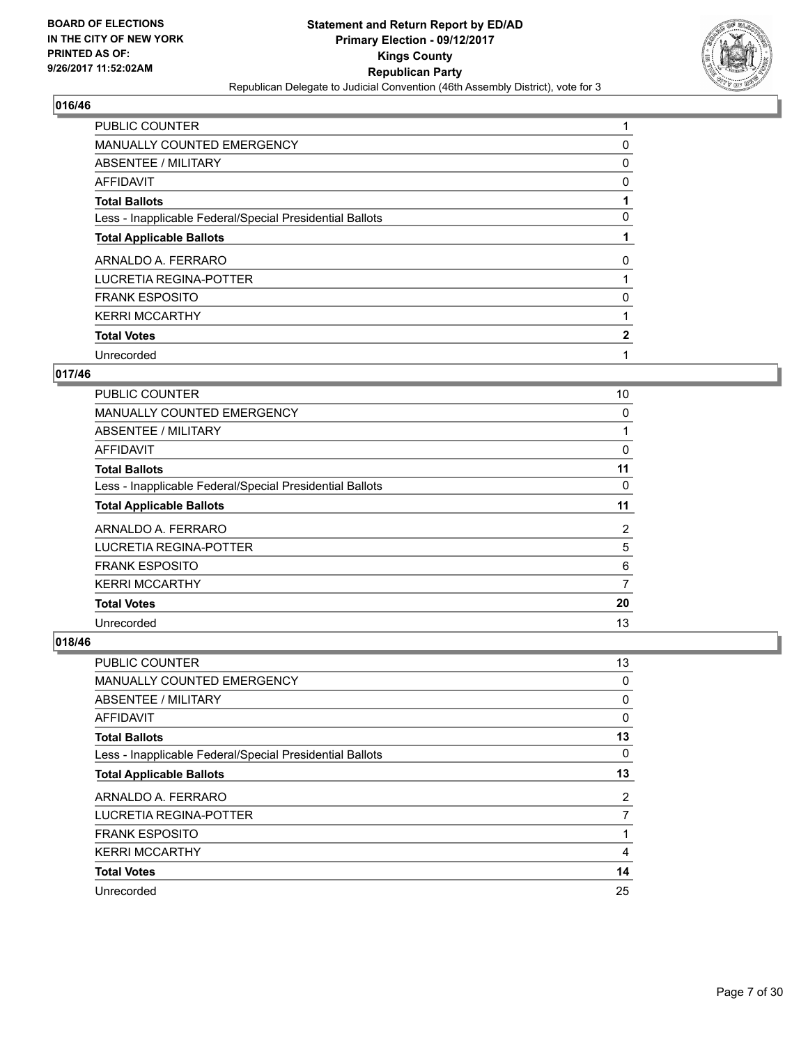## 016/46

| | |
|---|---|
| PUBLIC COUNTER | 1 |
| MANUALLY COUNTED EMERGENCY | 0 |
| ABSENTEE / MILITARY | 0 |
| AFFIDAVIT | 0 |
| **Total Ballots** | **1** |
| Less - Inapplicable Federal/Special Presidential Ballots | 0 |
| **Total Applicable Ballots** | **1** |
| ARNALDO A. FERRARO | 0 |
| LUCRETIA REGINA-POTTER | 1 |
| FRANK ESPOSITO | 0 |
| KERRI MCCARTHY | 1 |
| **Total Votes** | **2** |
| Unrecorded | 1 |

## 017/46

| | |
|---|---|
| PUBLIC COUNTER | 10 |
| MANUALLY COUNTED EMERGENCY | 0 |
| ABSENTEE / MILITARY | 1 |
| AFFIDAVIT | 0 |
| **Total Ballots** | **11** |
| Less - Inapplicable Federal/Special Presidential Ballots | 0 |
| **Total Applicable Ballots** | **11** |
| ARNALDO A. FERRARO | 2 |
| LUCRETIA REGINA-POTTER | 5 |
| FRANK ESPOSITO | 6 |
| KERRI MCCARTHY | 7 |
| **Total Votes** | **20** |
| Unrecorded | 13 |

## 018/46

| | |
|---|---|
| PUBLIC COUNTER | 13 |
| MANUALLY COUNTED EMERGENCY | 0 |
| ABSENTEE / MILITARY | 0 |
| AFFIDAVIT | 0 |
| **Total Ballots** | **13** |
| Less - Inapplicable Federal/Special Presidential Ballots | 0 |
| **Total Applicable Ballots** | **13** |
| ARNALDO A. FERRARO | 2 |
| LUCRETIA REGINA-POTTER | 7 |
| FRANK ESPOSITO | 1 |
| KERRI MCCARTHY | 4 |
| **Total Votes** | **14** |
| Unrecorded | 25 |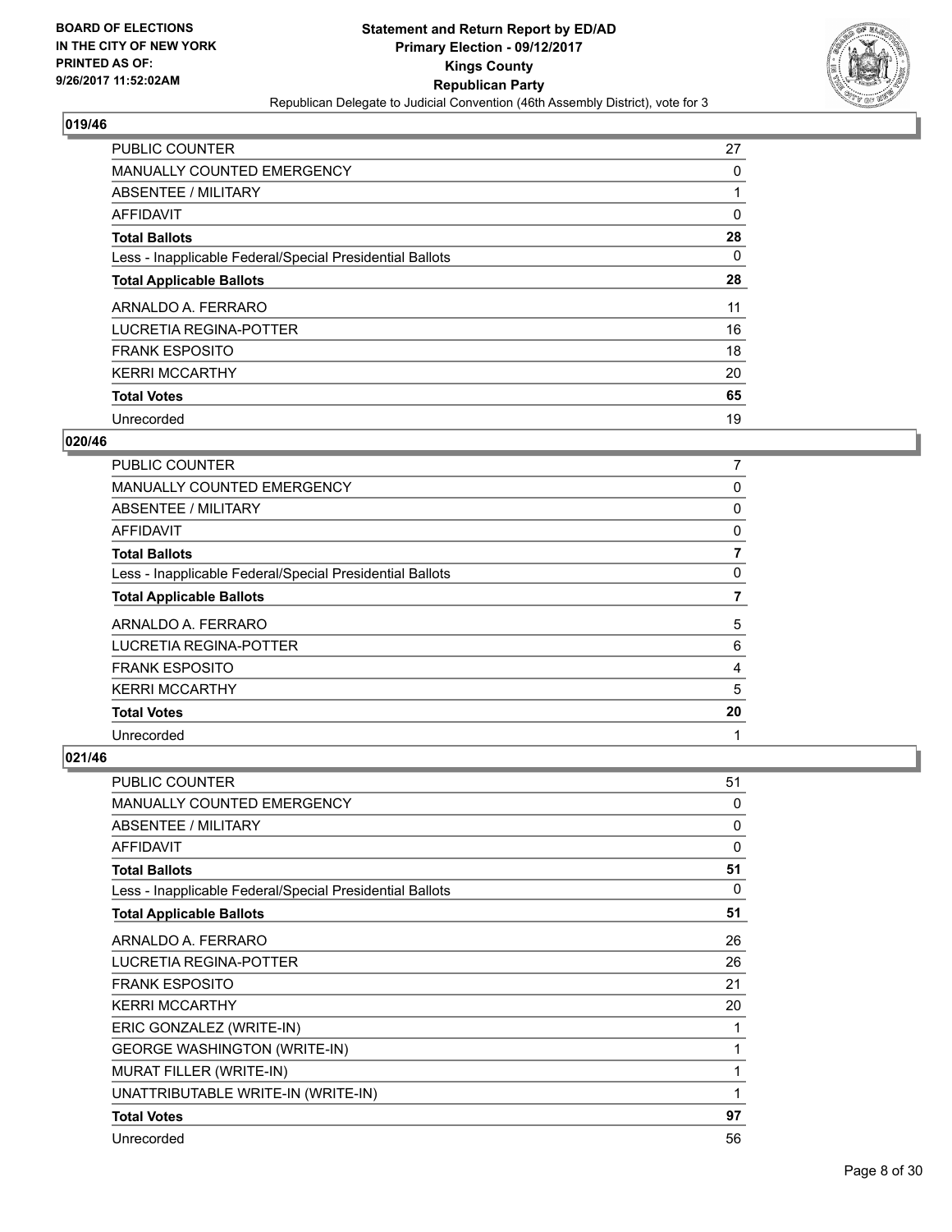## 019/46

| | |
|---|---|
| PUBLIC COUNTER | 27 |
| MANUALLY COUNTED EMERGENCY | 0 |
| ABSENTEE / MILITARY | 1 |
| AFFIDAVIT | 0 |
| **Total Ballots** | **28** |
| Less - Inapplicable Federal/Special Presidential Ballots | 0 |
| **Total Applicable Ballots** | **28** |
| ARNALDO A. FERRARO | 11 |
| LUCRETIA REGINA-POTTER | 16 |
| FRANK ESPOSITO | 18 |
| KERRI MCCARTHY | 20 |
| **Total Votes** | **65** |
| Unrecorded | 19 |

## 020/46

| | |
|---|---|
| PUBLIC COUNTER | 7 |
| MANUALLY COUNTED EMERGENCY | 0 |
| ABSENTEE / MILITARY | 0 |
| AFFIDAVIT | 0 |
| **Total Ballots** | **7** |
| Less - Inapplicable Federal/Special Presidential Ballots | 0 |
| **Total Applicable Ballots** | **7** |
| ARNALDO A. FERRARO | 5 |
| LUCRETIA REGINA-POTTER | 6 |
| FRANK ESPOSITO | 4 |
| KERRI MCCARTHY | 5 |
| **Total Votes** | **20** |
| Unrecorded | 1 |

## 021/46

| | |
|---|---|
| PUBLIC COUNTER | 51 |
| MANUALLY COUNTED EMERGENCY | 0 |
| ABSENTEE / MILITARY | 0 |
| AFFIDAVIT | 0 |
| **Total Ballots** | **51** |
| Less - Inapplicable Federal/Special Presidential Ballots | 0 |
| **Total Applicable Ballots** | **51** |
| ARNALDO A. FERRARO | 26 |
| LUCRETIA REGINA-POTTER | 26 |
| FRANK ESPOSITO | 21 |
| KERRI MCCARTHY | 20 |
| ERIC GONZALEZ (WRITE-IN) | 1 |
| GEORGE WASHINGTON (WRITE-IN) | 1 |
| MURAT FILLER (WRITE-IN) | 1 |
| UNATTRIBUTABLE WRITE-IN (WRITE-IN) | 1 |
| **Total Votes** | **97** |
| Unrecorded | 56 |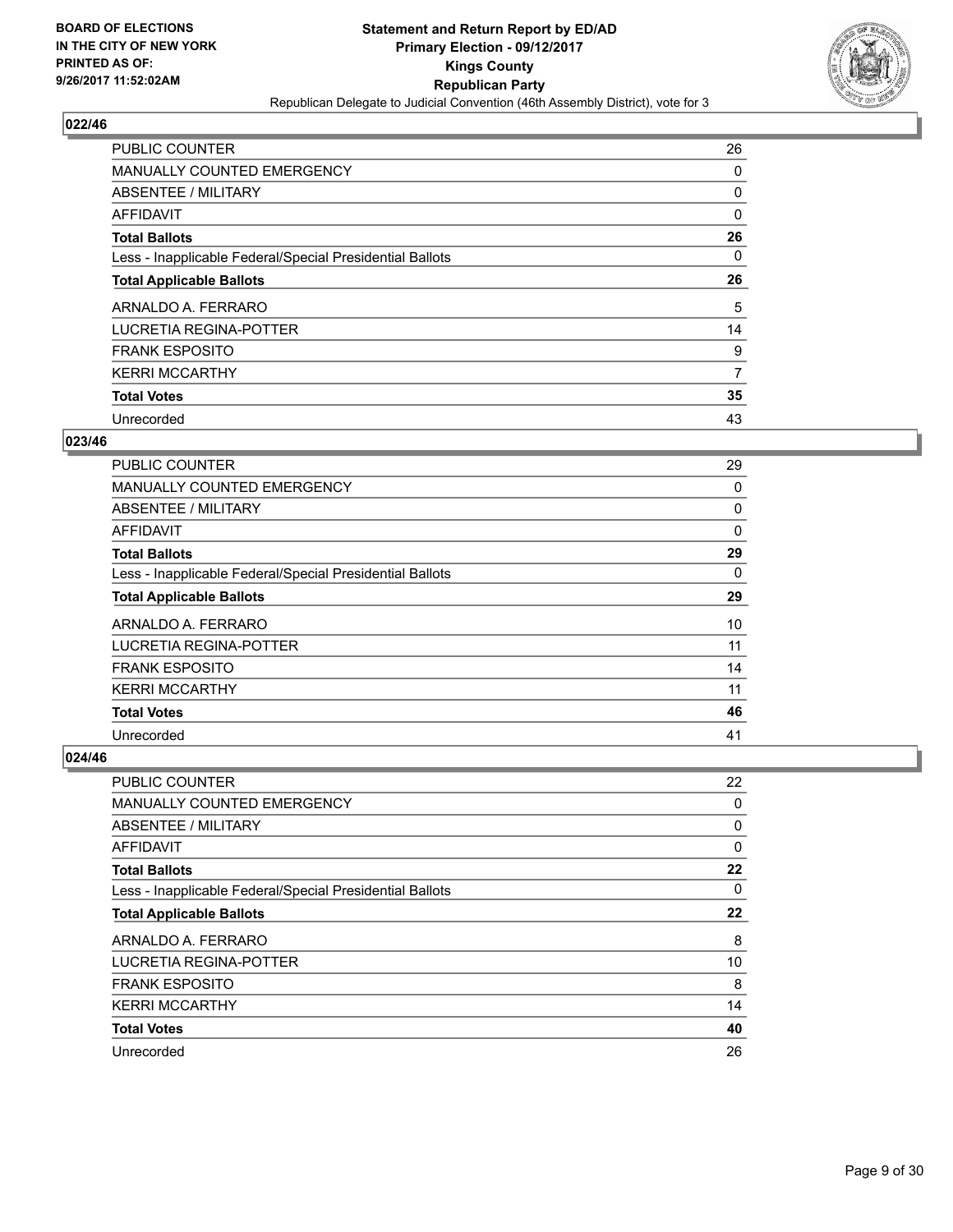**Statement and Return Report by ED/AD**
**Primary Election - 09/12/2017**
**Kings County**
**Republican Party**
Republican Delegate to Judicial Convention (46th Assembly District), vote for 3

BOARD OF ELECTIONS IN THE CITY OF NEW YORK PRINTED AS OF: 9/26/2017 11:52:02AM

### 022/46

| | |
|---|---|
| PUBLIC COUNTER | 26 |
| MANUALLY COUNTED EMERGENCY | 0 |
| ABSENTEE / MILITARY | 0 |
| AFFIDAVIT | 0 |
| **Total Ballots** | **26** |
| Less - Inapplicable Federal/Special Presidential Ballots | 0 |
| **Total Applicable Ballots** | **26** |
| ARNALDO A. FERRARO | 5 |
| LUCRETIA REGINA-POTTER | 14 |
| FRANK ESPOSITO | 9 |
| KERRI MCCARTHY | 7 |
| **Total Votes** | **35** |
| Unrecorded | 43 |

### 023/46

| | |
|---|---|
| PUBLIC COUNTER | 29 |
| MANUALLY COUNTED EMERGENCY | 0 |
| ABSENTEE / MILITARY | 0 |
| AFFIDAVIT | 0 |
| **Total Ballots** | **29** |
| Less - Inapplicable Federal/Special Presidential Ballots | 0 |
| **Total Applicable Ballots** | **29** |
| ARNALDO A. FERRARO | 10 |
| LUCRETIA REGINA-POTTER | 11 |
| FRANK ESPOSITO | 14 |
| KERRI MCCARTHY | 11 |
| **Total Votes** | **46** |
| Unrecorded | 41 |

### 024/46

| | |
|---|---|
| PUBLIC COUNTER | 22 |
| MANUALLY COUNTED EMERGENCY | 0 |
| ABSENTEE / MILITARY | 0 |
| AFFIDAVIT | 0 |
| **Total Ballots** | **22** |
| Less - Inapplicable Federal/Special Presidential Ballots | 0 |
| **Total Applicable Ballots** | **22** |
| ARNALDO A. FERRARO | 8 |
| LUCRETIA REGINA-POTTER | 10 |
| FRANK ESPOSITO | 8 |
| KERRI MCCARTHY | 14 |
| **Total Votes** | **40** |
| Unrecorded | 26 |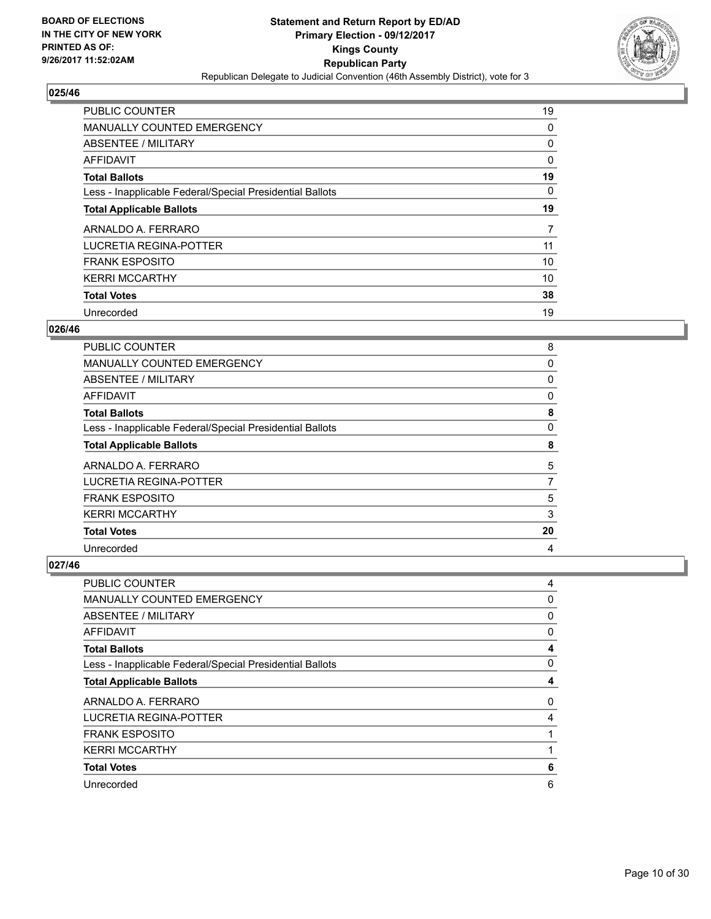**Statement and Return Report by ED/AD**
**Primary Election - 09/12/2017**
**Kings County**
**Republican Party**
Republican Delegate to Judicial Convention (46th Assembly District), vote for 3

BOARD OF ELECTIONS IN THE CITY OF NEW YORK PRINTED AS OF: 9/26/2017 11:52:02AM

## 025/46

| | |
|---|---|
| PUBLIC COUNTER | 19 |
| MANUALLY COUNTED EMERGENCY | 0 |
| ABSENTEE / MILITARY | 0 |
| AFFIDAVIT | 0 |
| **Total Ballots** | **19** |
| Less - Inapplicable Federal/Special Presidential Ballots | 0 |
| **Total Applicable Ballots** | **19** |
| ARNALDO A. FERRARO | 7 |
| LUCRETIA REGINA-POTTER | 11 |
| FRANK ESPOSITO | 10 |
| KERRI MCCARTHY | 10 |
| **Total Votes** | **38** |
| Unrecorded | 19 |

## 026/46

| | |
|---|---|
| PUBLIC COUNTER | 8 |
| MANUALLY COUNTED EMERGENCY | 0 |
| ABSENTEE / MILITARY | 0 |
| AFFIDAVIT | 0 |
| **Total Ballots** | **8** |
| Less - Inapplicable Federal/Special Presidential Ballots | 0 |
| **Total Applicable Ballots** | **8** |
| ARNALDO A. FERRARO | 5 |
| LUCRETIA REGINA-POTTER | 7 |
| FRANK ESPOSITO | 5 |
| KERRI MCCARTHY | 3 |
| **Total Votes** | **20** |
| Unrecorded | 4 |

## 027/46

| | |
|---|---|
| PUBLIC COUNTER | 4 |
| MANUALLY COUNTED EMERGENCY | 0 |
| ABSENTEE / MILITARY | 0 |
| AFFIDAVIT | 0 |
| **Total Ballots** | **4** |
| Less - Inapplicable Federal/Special Presidential Ballots | 0 |
| **Total Applicable Ballots** | **4** |
| ARNALDO A. FERRARO | 0 |
| LUCRETIA REGINA-POTTER | 4 |
| FRANK ESPOSITO | 1 |
| KERRI MCCARTHY | 1 |
| **Total Votes** | **6** |
| Unrecorded | 6 |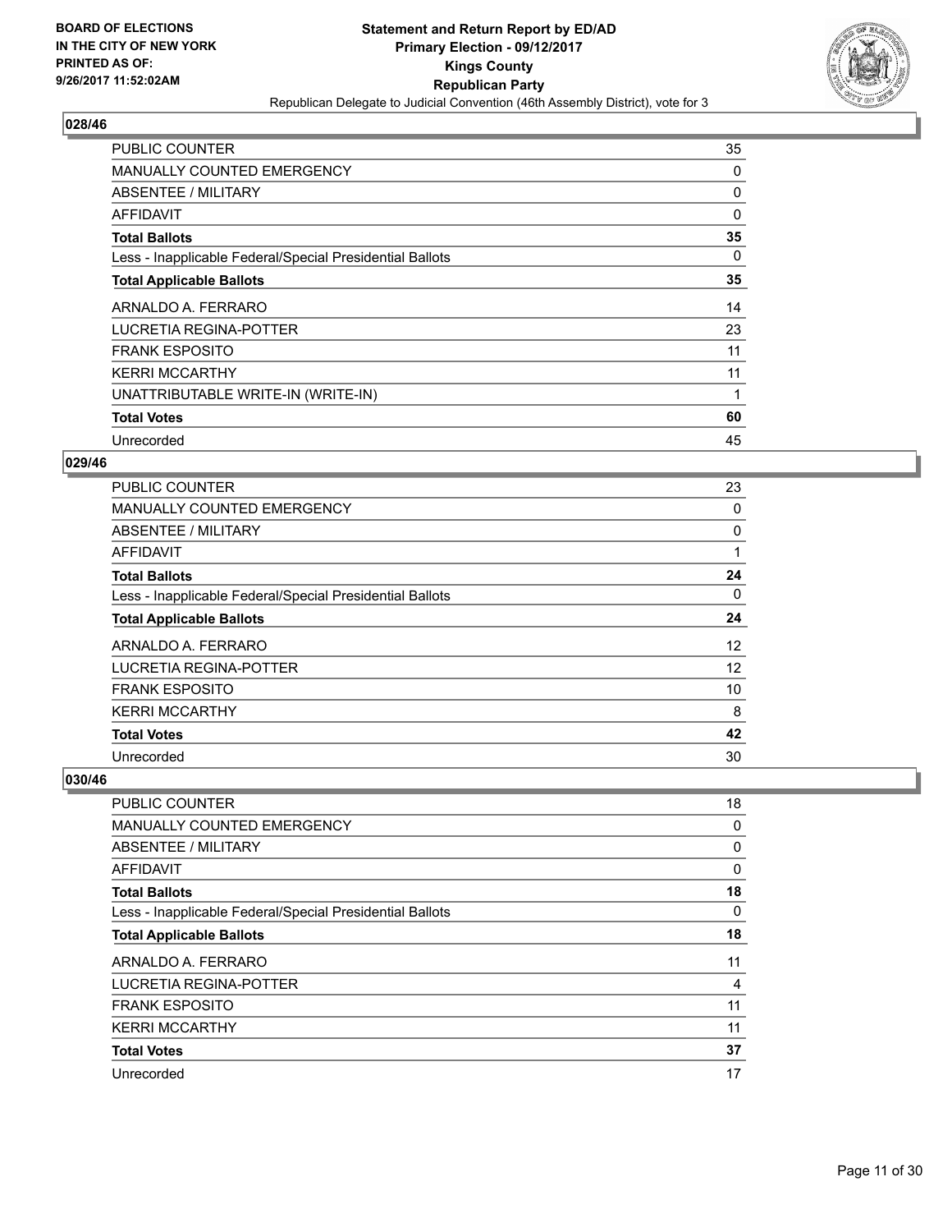BOARD OF ELECTIONS
IN THE CITY OF NEW YORK
PRINTED AS OF:
9/26/2017 11:52:02AM

**Statement and Return Report by ED/AD**
**Primary Election - 09/12/2017**
**Kings County**
**Republican Party**
Republican Delegate to Judicial Convention (46th Assembly District), vote for 3

### 028/46

| | |
|---|---|
| PUBLIC COUNTER | 35 |
| MANUALLY COUNTED EMERGENCY | 0 |
| ABSENTEE / MILITARY | 0 |
| AFFIDAVIT | 0 |
| **Total Ballots** | **35** |
| Less - Inapplicable Federal/Special Presidential Ballots | 0 |
| **Total Applicable Ballots** | **35** |
| ARNALDO A. FERRARO | 14 |
| LUCRETIA REGINA-POTTER | 23 |
| FRANK ESPOSITO | 11 |
| KERRI MCCARTHY | 11 |
| UNATTRIBUTABLE WRITE-IN (WRITE-IN) | 1 |
| **Total Votes** | **60** |
| Unrecorded | 45 |

### 029/46

| | |
|---|---|
| PUBLIC COUNTER | 23 |
| MANUALLY COUNTED EMERGENCY | 0 |
| ABSENTEE / MILITARY | 0 |
| AFFIDAVIT | 1 |
| **Total Ballots** | **24** |
| Less - Inapplicable Federal/Special Presidential Ballots | 0 |
| **Total Applicable Ballots** | **24** |
| ARNALDO A. FERRARO | 12 |
| LUCRETIA REGINA-POTTER | 12 |
| FRANK ESPOSITO | 10 |
| KERRI MCCARTHY | 8 |
| **Total Votes** | **42** |
| Unrecorded | 30 |

### 030/46

| | |
|---|---|
| PUBLIC COUNTER | 18 |
| MANUALLY COUNTED EMERGENCY | 0 |
| ABSENTEE / MILITARY | 0 |
| AFFIDAVIT | 0 |
| **Total Ballots** | **18** |
| Less - Inapplicable Federal/Special Presidential Ballots | 0 |
| **Total Applicable Ballots** | **18** |
| ARNALDO A. FERRARO | 11 |
| LUCRETIA REGINA-POTTER | 4 |
| FRANK ESPOSITO | 11 |
| KERRI MCCARTHY | 11 |
| **Total Votes** | **37** |
| Unrecorded | 17 |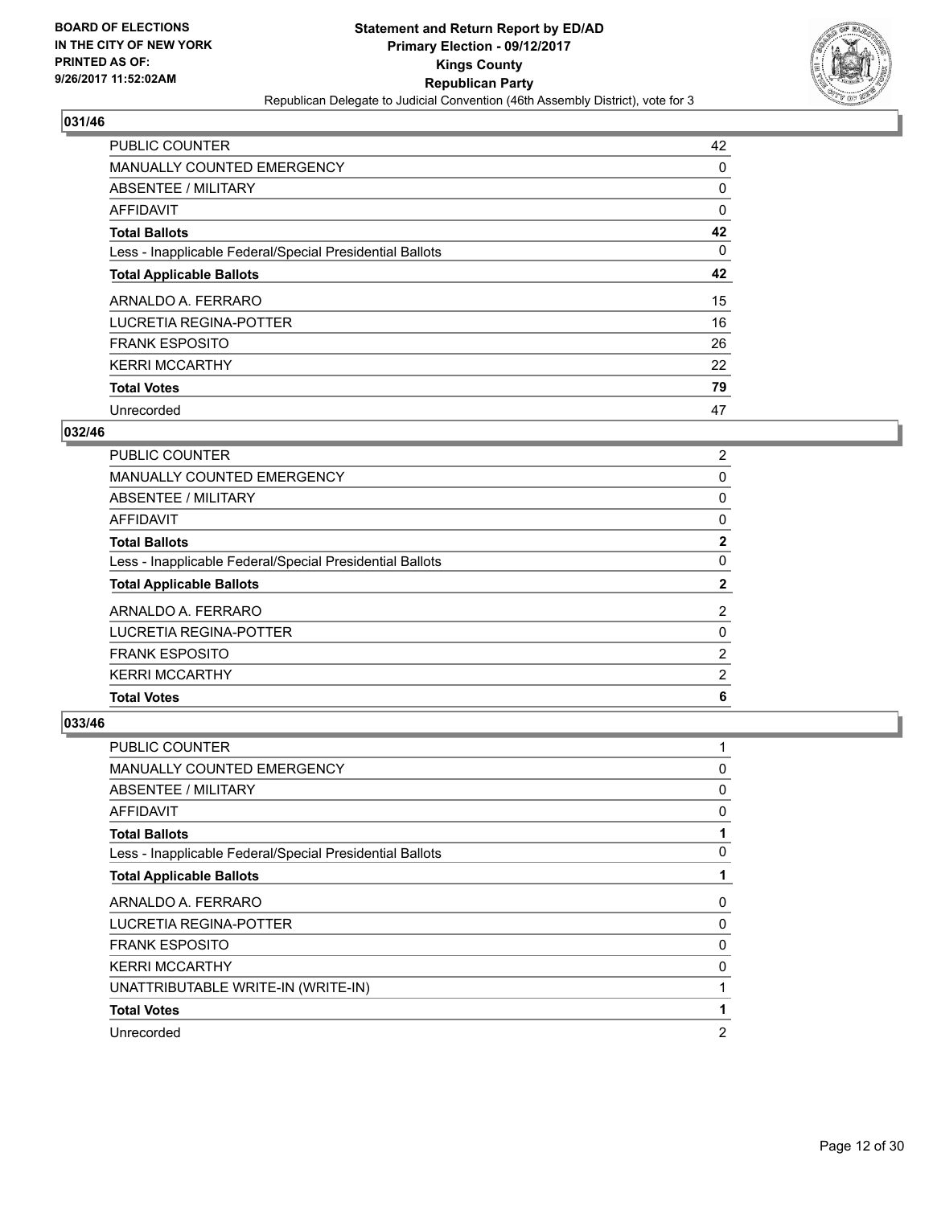### 031/46

| | |
|---|---|
| PUBLIC COUNTER | 42 |
| MANUALLY COUNTED EMERGENCY | 0 |
| ABSENTEE / MILITARY | 0 |
| AFFIDAVIT | 0 |
| **Total Ballots** | **42** |
| Less - Inapplicable Federal/Special Presidential Ballots | 0 |
| **Total Applicable Ballots** | **42** |
| ARNALDO A. FERRARO | 15 |
| LUCRETIA REGINA-POTTER | 16 |
| FRANK ESPOSITO | 26 |
| KERRI MCCARTHY | 22 |
| **Total Votes** | **79** |
| Unrecorded | 47 |

### 032/46

| | |
|---|---|
| PUBLIC COUNTER | 2 |
| MANUALLY COUNTED EMERGENCY | 0 |
| ABSENTEE / MILITARY | 0 |
| AFFIDAVIT | 0 |
| **Total Ballots** | **2** |
| Less - Inapplicable Federal/Special Presidential Ballots | 0 |
| **Total Applicable Ballots** | **2** |
| ARNALDO A. FERRARO | 2 |
| LUCRETIA REGINA-POTTER | 0 |
| FRANK ESPOSITO | 2 |
| KERRI MCCARTHY | 2 |
| **Total Votes** | **6** |

### 033/46

| | |
|---|---|
| PUBLIC COUNTER | 1 |
| MANUALLY COUNTED EMERGENCY | 0 |
| ABSENTEE / MILITARY | 0 |
| AFFIDAVIT | 0 |
| **Total Ballots** | **1** |
| Less - Inapplicable Federal/Special Presidential Ballots | 0 |
| **Total Applicable Ballots** | **1** |
| ARNALDO A. FERRARO | 0 |
| LUCRETIA REGINA-POTTER | 0 |
| FRANK ESPOSITO | 0 |
| KERRI MCCARTHY | 0 |
| UNATTRIBUTABLE WRITE-IN (WRITE-IN) | 1 |
| **Total Votes** | **1** |
| Unrecorded | 2 |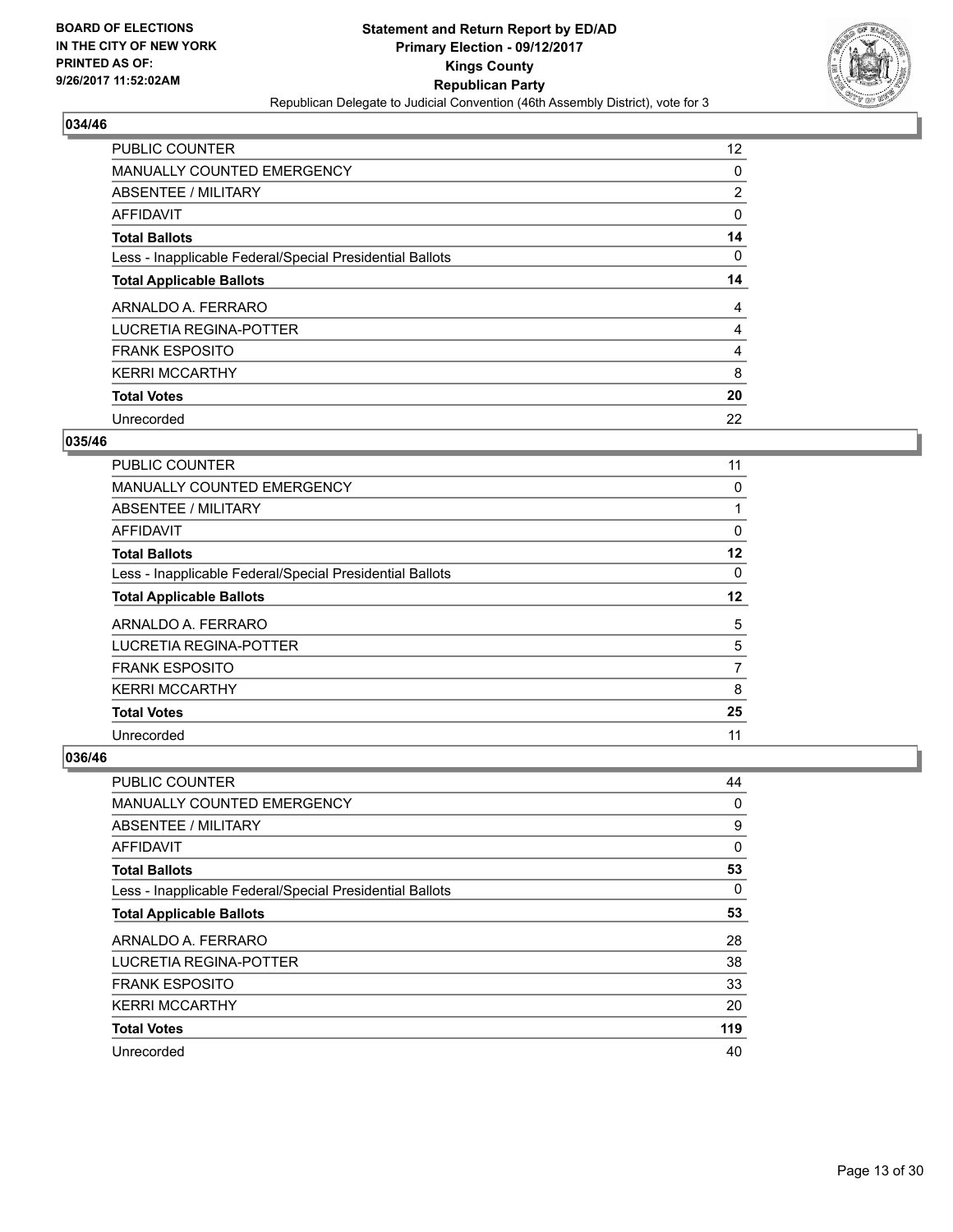**BOARD OF ELECTIONS IN THE CITY OF NEW YORK PRINTED AS OF: 9/26/2017 11:52:02AM**

**Statement and Return Report by ED/AD Primary Election - 09/12/2017 Kings County Republican Party**

Republican Delegate to Judicial Convention (46th Assembly District), vote for 3

## 034/46

| | |
|---|---|
| PUBLIC COUNTER | 12 |
| MANUALLY COUNTED EMERGENCY | 0 |
| ABSENTEE / MILITARY | 2 |
| AFFIDAVIT | 0 |
| **Total Ballots** | **14** |
| Less - Inapplicable Federal/Special Presidential Ballots | 0 |
| **Total Applicable Ballots** | **14** |
| ARNALDO A. FERRARO | 4 |
| LUCRETIA REGINA-POTTER | 4 |
| FRANK ESPOSITO | 4 |
| KERRI MCCARTHY | 8 |
| **Total Votes** | **20** |
| Unrecorded | 22 |

## 035/46

| | |
|---|---|
| PUBLIC COUNTER | 11 |
| MANUALLY COUNTED EMERGENCY | 0 |
| ABSENTEE / MILITARY | 1 |
| AFFIDAVIT | 0 |
| **Total Ballots** | **12** |
| Less - Inapplicable Federal/Special Presidential Ballots | 0 |
| **Total Applicable Ballots** | **12** |
| ARNALDO A. FERRARO | 5 |
| LUCRETIA REGINA-POTTER | 5 |
| FRANK ESPOSITO | 7 |
| KERRI MCCARTHY | 8 |
| **Total Votes** | **25** |
| Unrecorded | 11 |

## 036/46

| | |
|---|---|
| PUBLIC COUNTER | 44 |
| MANUALLY COUNTED EMERGENCY | 0 |
| ABSENTEE / MILITARY | 9 |
| AFFIDAVIT | 0 |
| **Total Ballots** | **53** |
| Less - Inapplicable Federal/Special Presidential Ballots | 0 |
| **Total Applicable Ballots** | **53** |
| ARNALDO A. FERRARO | 28 |
| LUCRETIA REGINA-POTTER | 38 |
| FRANK ESPOSITO | 33 |
| KERRI MCCARTHY | 20 |
| **Total Votes** | **119** |
| Unrecorded | 40 |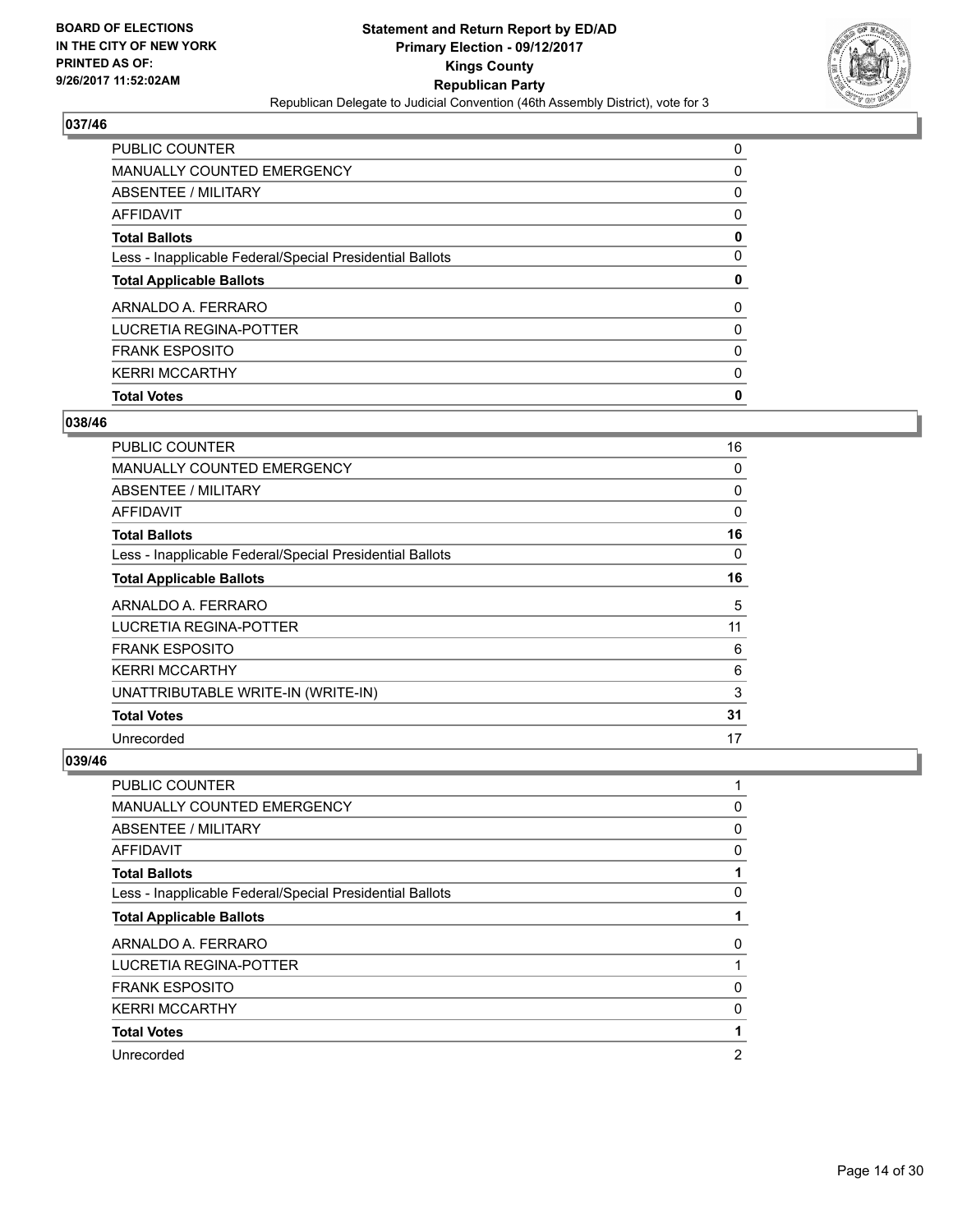**BOARD OF ELECTIONS IN THE CITY OF NEW YORK PRINTED AS OF: 9/26/2017 11:52:02AM**

**Statement and Return Report by ED/AD Primary Election - 09/12/2017 Kings County Republican Party**

Republican Delegate to Judicial Convention (46th Assembly District), vote for 3

## 037/46

| | |
|---|---|
| PUBLIC COUNTER | 0 |
| MANUALLY COUNTED EMERGENCY | 0 |
| ABSENTEE / MILITARY | 0 |
| AFFIDAVIT | 0 |
| **Total Ballots** | **0** |
| Less - Inapplicable Federal/Special Presidential Ballots | 0 |
| **Total Applicable Ballots** | **0** |
| ARNALDO A. FERRARO | 0 |
| LUCRETIA REGINA-POTTER | 0 |
| FRANK ESPOSITO | 0 |
| KERRI MCCARTHY | 0 |
| **Total Votes** | **0** |

## 038/46

| | |
|---|---|
| PUBLIC COUNTER | 16 |
| MANUALLY COUNTED EMERGENCY | 0 |
| ABSENTEE / MILITARY | 0 |
| AFFIDAVIT | 0 |
| **Total Ballots** | **16** |
| Less - Inapplicable Federal/Special Presidential Ballots | 0 |
| **Total Applicable Ballots** | **16** |
| ARNALDO A. FERRARO | 5 |
| LUCRETIA REGINA-POTTER | 11 |
| FRANK ESPOSITO | 6 |
| KERRI MCCARTHY | 6 |
| UNATTRIBUTABLE WRITE-IN (WRITE-IN) | 3 |
| **Total Votes** | **31** |
| Unrecorded | 17 |

## 039/46

| | |
|---|---|
| PUBLIC COUNTER | 1 |
| MANUALLY COUNTED EMERGENCY | 0 |
| ABSENTEE / MILITARY | 0 |
| AFFIDAVIT | 0 |
| **Total Ballots** | **1** |
| Less - Inapplicable Federal/Special Presidential Ballots | 0 |
| **Total Applicable Ballots** | **1** |
| ARNALDO A. FERRARO | 0 |
| LUCRETIA REGINA-POTTER | 1 |
| FRANK ESPOSITO | 0 |
| KERRI MCCARTHY | 0 |
| **Total Votes** | **1** |
| Unrecorded | 2 |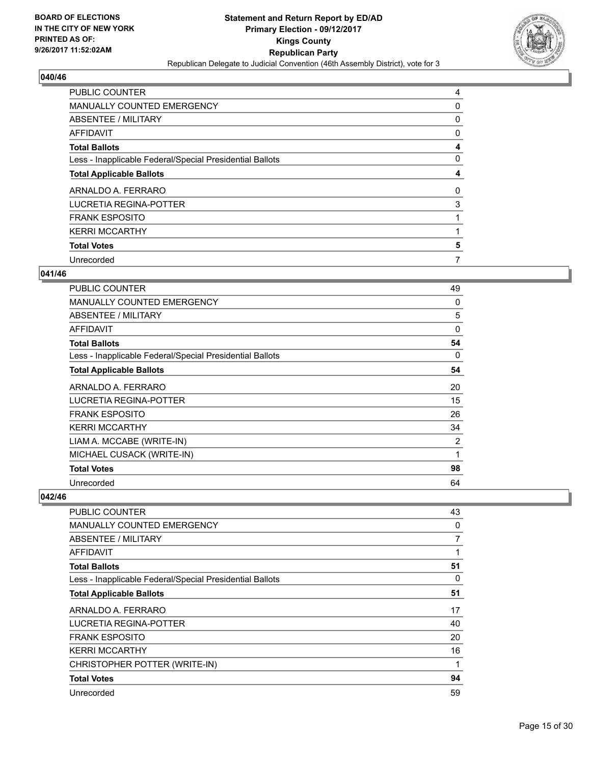## 040/46

| | |
|---|---|
| PUBLIC COUNTER | 4 |
| MANUALLY COUNTED EMERGENCY | 0 |
| ABSENTEE / MILITARY | 0 |
| AFFIDAVIT | 0 |
| **Total Ballots** | **4** |
| Less - Inapplicable Federal/Special Presidential Ballots | 0 |
| **Total Applicable Ballots** | **4** |
| ARNALDO A. FERRARO | 0 |
| LUCRETIA REGINA-POTTER | 3 |
| FRANK ESPOSITO | 1 |
| KERRI MCCARTHY | 1 |
| **Total Votes** | **5** |
| Unrecorded | 7 |

## 041/46

| | |
|---|---|
| PUBLIC COUNTER | 49 |
| MANUALLY COUNTED EMERGENCY | 0 |
| ABSENTEE / MILITARY | 5 |
| AFFIDAVIT | 0 |
| **Total Ballots** | **54** |
| Less - Inapplicable Federal/Special Presidential Ballots | 0 |
| **Total Applicable Ballots** | **54** |
| ARNALDO A. FERRARO | 20 |
| LUCRETIA REGINA-POTTER | 15 |
| FRANK ESPOSITO | 26 |
| KERRI MCCARTHY | 34 |
| LIAM A. MCCABE (WRITE-IN) | 2 |
| MICHAEL CUSACK (WRITE-IN) | 1 |
| **Total Votes** | **98** |
| Unrecorded | 64 |

## 042/46

| | |
|---|---|
| PUBLIC COUNTER | 43 |
| MANUALLY COUNTED EMERGENCY | 0 |
| ABSENTEE / MILITARY | 7 |
| AFFIDAVIT | 1 |
| **Total Ballots** | **51** |
| Less - Inapplicable Federal/Special Presidential Ballots | 0 |
| **Total Applicable Ballots** | **51** |
| ARNALDO A. FERRARO | 17 |
| LUCRETIA REGINA-POTTER | 40 |
| FRANK ESPOSITO | 20 |
| KERRI MCCARTHY | 16 |
| CHRISTOPHER POTTER (WRITE-IN) | 1 |
| **Total Votes** | **94** |
| Unrecorded | 59 |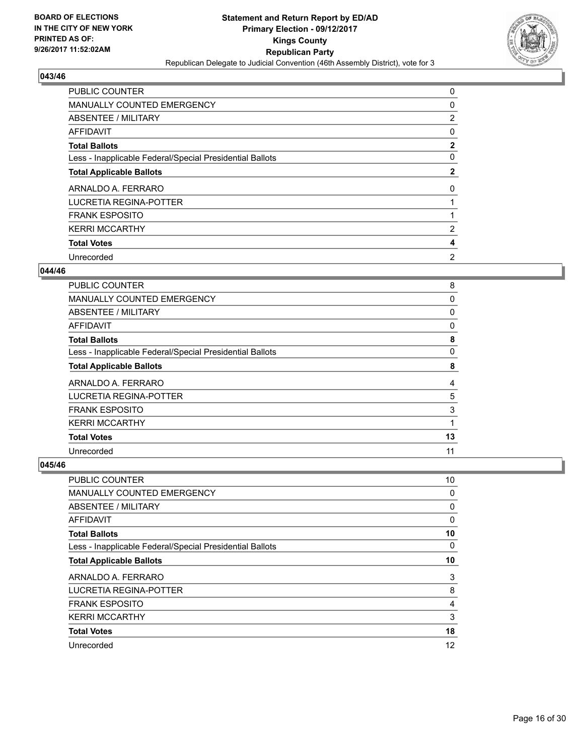## 043/46

| | |
|---|---|
| PUBLIC COUNTER | 0 |
| MANUALLY COUNTED EMERGENCY | 0 |
| ABSENTEE / MILITARY | 2 |
| AFFIDAVIT | 0 |
| **Total Ballots** | **2** |
| Less - Inapplicable Federal/Special Presidential Ballots | 0 |
| **Total Applicable Ballots** | **2** |
| ARNALDO A. FERRARO | 0 |
| LUCRETIA REGINA-POTTER | 1 |
| FRANK ESPOSITO | 1 |
| KERRI MCCARTHY | 2 |
| **Total Votes** | **4** |
| Unrecorded | 2 |

## 044/46

| | |
|---|---|
| PUBLIC COUNTER | 8 |
| MANUALLY COUNTED EMERGENCY | 0 |
| ABSENTEE / MILITARY | 0 |
| AFFIDAVIT | 0 |
| **Total Ballots** | **8** |
| Less - Inapplicable Federal/Special Presidential Ballots | 0 |
| **Total Applicable Ballots** | **8** |
| ARNALDO A. FERRARO | 4 |
| LUCRETIA REGINA-POTTER | 5 |
| FRANK ESPOSITO | 3 |
| KERRI MCCARTHY | 1 |
| **Total Votes** | **13** |
| Unrecorded | 11 |

## 045/46

| | |
|---|---|
| PUBLIC COUNTER | 10 |
| MANUALLY COUNTED EMERGENCY | 0 |
| ABSENTEE / MILITARY | 0 |
| AFFIDAVIT | 0 |
| **Total Ballots** | **10** |
| Less - Inapplicable Federal/Special Presidential Ballots | 0 |
| **Total Applicable Ballots** | **10** |
| ARNALDO A. FERRARO | 3 |
| LUCRETIA REGINA-POTTER | 8 |
| FRANK ESPOSITO | 4 |
| KERRI MCCARTHY | 3 |
| **Total Votes** | **18** |
| Unrecorded | 12 |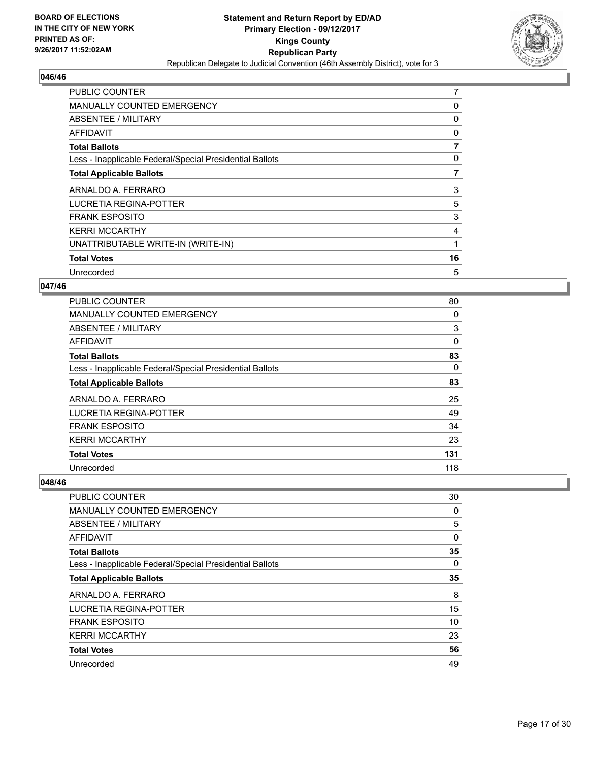**BOARD OF ELECTIONS IN THE CITY OF NEW YORK PRINTED AS OF: 9/26/2017 11:52:02AM**

**Statement and Return Report by ED/AD**
**Primary Election - 09/12/2017**
**Kings County**
**Republican Party**
Republican Delegate to Judicial Convention (46th Assembly District), vote for 3

## 046/46

| | |
|---|---|
| PUBLIC COUNTER | 7 |
| MANUALLY COUNTED EMERGENCY | 0 |
| ABSENTEE / MILITARY | 0 |
| AFFIDAVIT | 0 |
| **Total Ballots** | **7** |
| Less - Inapplicable Federal/Special Presidential Ballots | 0 |
| **Total Applicable Ballots** | **7** |
| ARNALDO A. FERRARO | 3 |
| LUCRETIA REGINA-POTTER | 5 |
| FRANK ESPOSITO | 3 |
| KERRI MCCARTHY | 4 |
| UNATTRIBUTABLE WRITE-IN (WRITE-IN) | 1 |
| **Total Votes** | **16** |
| Unrecorded | 5 |

## 047/46

| | |
|---|---|
| PUBLIC COUNTER | 80 |
| MANUALLY COUNTED EMERGENCY | 0 |
| ABSENTEE / MILITARY | 3 |
| AFFIDAVIT | 0 |
| **Total Ballots** | **83** |
| Less - Inapplicable Federal/Special Presidential Ballots | 0 |
| **Total Applicable Ballots** | **83** |
| ARNALDO A. FERRARO | 25 |
| LUCRETIA REGINA-POTTER | 49 |
| FRANK ESPOSITO | 34 |
| KERRI MCCARTHY | 23 |
| **Total Votes** | **131** |
| Unrecorded | 118 |

## 048/46

| | |
|---|---|
| PUBLIC COUNTER | 30 |
| MANUALLY COUNTED EMERGENCY | 0 |
| ABSENTEE / MILITARY | 5 |
| AFFIDAVIT | 0 |
| **Total Ballots** | **35** |
| Less - Inapplicable Federal/Special Presidential Ballots | 0 |
| **Total Applicable Ballots** | **35** |
| ARNALDO A. FERRARO | 8 |
| LUCRETIA REGINA-POTTER | 15 |
| FRANK ESPOSITO | 10 |
| KERRI MCCARTHY | 23 |
| **Total Votes** | **56** |
| Unrecorded | 49 |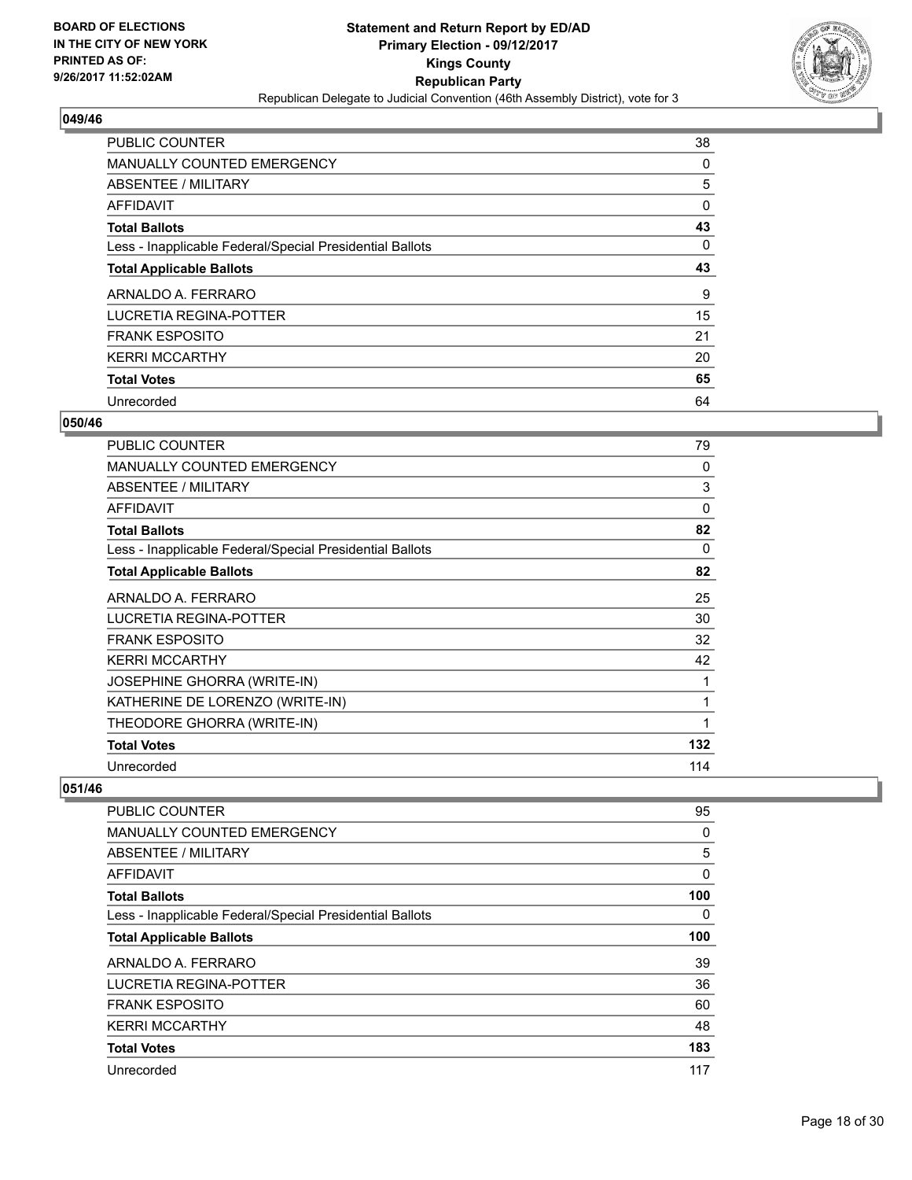## 049/46

| | |
|---|---|
| PUBLIC COUNTER | 38 |
| MANUALLY COUNTED EMERGENCY | 0 |
| ABSENTEE / MILITARY | 5 |
| AFFIDAVIT | 0 |
| **Total Ballots** | **43** |
| Less - Inapplicable Federal/Special Presidential Ballots | 0 |
| **Total Applicable Ballots** | **43** |
| ARNALDO A. FERRARO | 9 |
| LUCRETIA REGINA-POTTER | 15 |
| FRANK ESPOSITO | 21 |
| KERRI MCCARTHY | 20 |
| **Total Votes** | **65** |
| Unrecorded | 64 |

## 050/46

| | |
|---|---|
| PUBLIC COUNTER | 79 |
| MANUALLY COUNTED EMERGENCY | 0 |
| ABSENTEE / MILITARY | 3 |
| AFFIDAVIT | 0 |
| **Total Ballots** | **82** |
| Less - Inapplicable Federal/Special Presidential Ballots | 0 |
| **Total Applicable Ballots** | **82** |
| ARNALDO A. FERRARO | 25 |
| LUCRETIA REGINA-POTTER | 30 |
| FRANK ESPOSITO | 32 |
| KERRI MCCARTHY | 42 |
| JOSEPHINE GHORRA (WRITE-IN) | 1 |
| KATHERINE DE LORENZO (WRITE-IN) | 1 |
| THEODORE GHORRA (WRITE-IN) | 1 |
| **Total Votes** | **132** |
| Unrecorded | 114 |

## 051/46

| | |
|---|---|
| PUBLIC COUNTER | 95 |
| MANUALLY COUNTED EMERGENCY | 0 |
| ABSENTEE / MILITARY | 5 |
| AFFIDAVIT | 0 |
| **Total Ballots** | **100** |
| Less - Inapplicable Federal/Special Presidential Ballots | 0 |
| **Total Applicable Ballots** | **100** |
| ARNALDO A. FERRARO | 39 |
| LUCRETIA REGINA-POTTER | 36 |
| FRANK ESPOSITO | 60 |
| KERRI MCCARTHY | 48 |
| **Total Votes** | **183** |
| Unrecorded | 117 |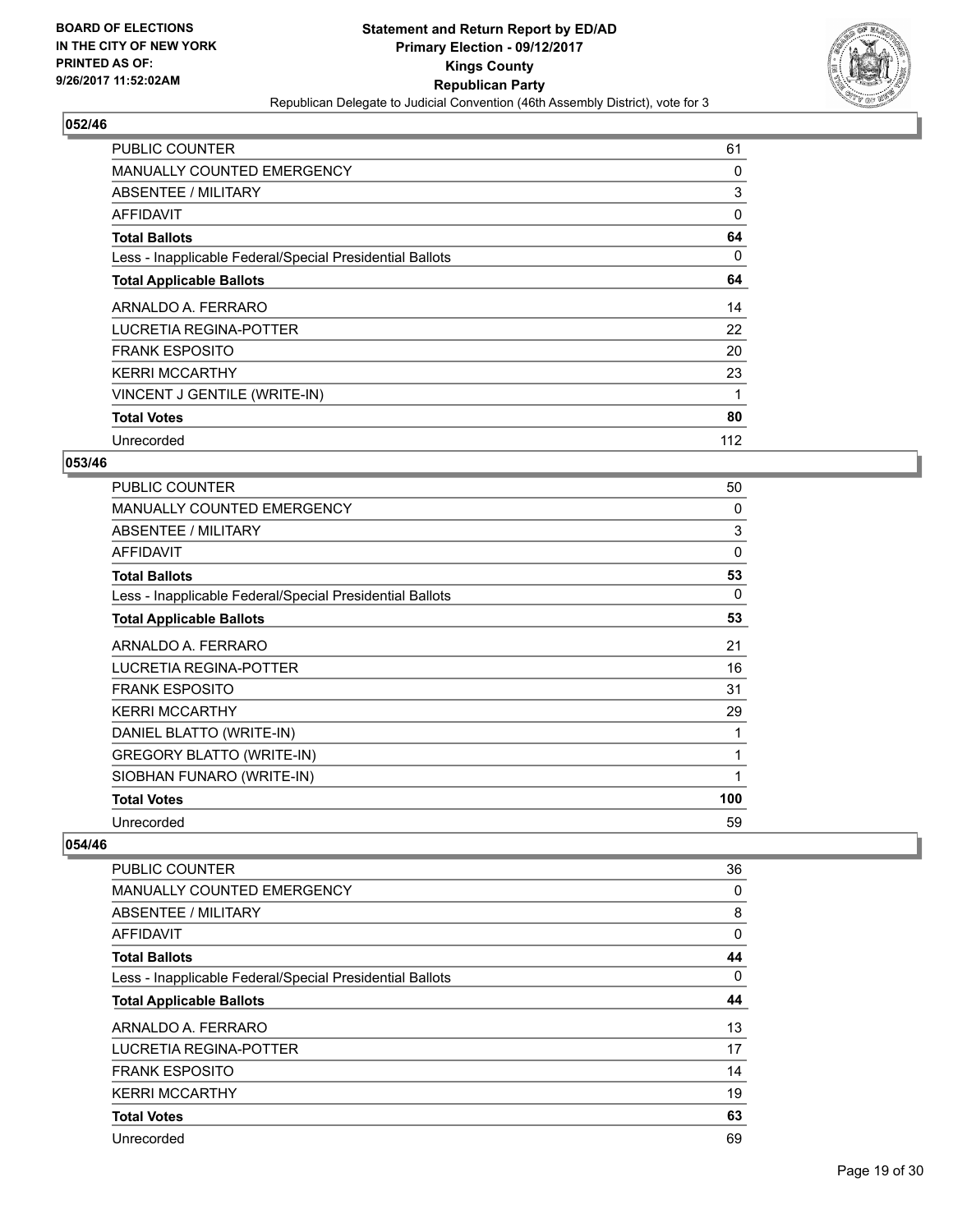**Statement and Return Report by ED/AD**
**Primary Election - 09/12/2017**
**Kings County**
**Republican Party**
Republican Delegate to Judicial Convention (46th Assembly District), vote for 3

BOARD OF ELECTIONS
IN THE CITY OF NEW YORK
PRINTED AS OF:
9/26/2017 11:52:02AM

### 052/46

| | |
|---|---|
| PUBLIC COUNTER | 61 |
| MANUALLY COUNTED EMERGENCY | 0 |
| ABSENTEE / MILITARY | 3 |
| AFFIDAVIT | 0 |
| **Total Ballots** | **64** |
| Less - Inapplicable Federal/Special Presidential Ballots | 0 |
| **Total Applicable Ballots** | **64** |
| ARNALDO A. FERRARO | 14 |
| LUCRETIA REGINA-POTTER | 22 |
| FRANK ESPOSITO | 20 |
| KERRI MCCARTHY | 23 |
| VINCENT J GENTILE (WRITE-IN) | 1 |
| **Total Votes** | **80** |
| Unrecorded | 112 |

### 053/46

| | |
|---|---|
| PUBLIC COUNTER | 50 |
| MANUALLY COUNTED EMERGENCY | 0 |
| ABSENTEE / MILITARY | 3 |
| AFFIDAVIT | 0 |
| **Total Ballots** | **53** |
| Less - Inapplicable Federal/Special Presidential Ballots | 0 |
| **Total Applicable Ballots** | **53** |
| ARNALDO A. FERRARO | 21 |
| LUCRETIA REGINA-POTTER | 16 |
| FRANK ESPOSITO | 31 |
| KERRI MCCARTHY | 29 |
| DANIEL BLATTO (WRITE-IN) | 1 |
| GREGORY BLATTO (WRITE-IN) | 1 |
| SIOBHAN FUNARO (WRITE-IN) | 1 |
| **Total Votes** | **100** |
| Unrecorded | 59 |

### 054/46

| | |
|---|---|
| PUBLIC COUNTER | 36 |
| MANUALLY COUNTED EMERGENCY | 0 |
| ABSENTEE / MILITARY | 8 |
| AFFIDAVIT | 0 |
| **Total Ballots** | **44** |
| Less - Inapplicable Federal/Special Presidential Ballots | 0 |
| **Total Applicable Ballots** | **44** |
| ARNALDO A. FERRARO | 13 |
| LUCRETIA REGINA-POTTER | 17 |
| FRANK ESPOSITO | 14 |
| KERRI MCCARTHY | 19 |
| **Total Votes** | **63** |
| Unrecorded | 69 |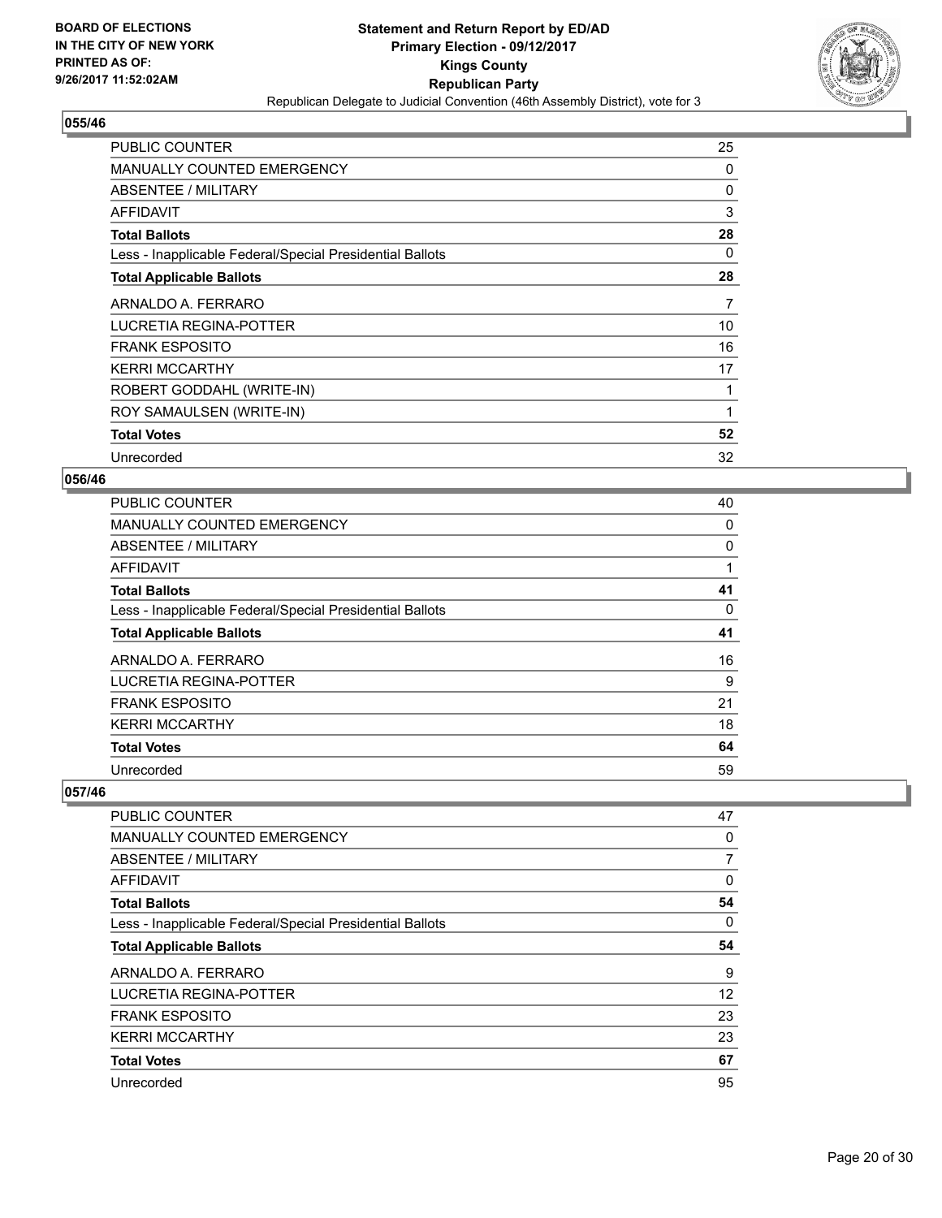**Statement and Return Report by ED/AD**
**Primary Election - 09/12/2017**
**Kings County**
**Republican Party**
Republican Delegate to Judicial Convention (46th Assembly District), vote for 3

BOARD OF ELECTIONS
IN THE CITY OF NEW YORK
PRINTED AS OF:
9/26/2017 11:52:02AM

### 055/46

| | |
|---|---|
| PUBLIC COUNTER | 25 |
| MANUALLY COUNTED EMERGENCY | 0 |
| ABSENTEE / MILITARY | 0 |
| AFFIDAVIT | 3 |
| **Total Ballots** | **28** |
| Less - Inapplicable Federal/Special Presidential Ballots | 0 |
| **Total Applicable Ballots** | **28** |
| ARNALDO A. FERRARO | 7 |
| LUCRETIA REGINA-POTTER | 10 |
| FRANK ESPOSITO | 16 |
| KERRI MCCARTHY | 17 |
| ROBERT GODDAHL (WRITE-IN) | 1 |
| ROY SAMAULSEN (WRITE-IN) | 1 |
| **Total Votes** | **52** |
| Unrecorded | 32 |

### 056/46

| | |
|---|---|
| PUBLIC COUNTER | 40 |
| MANUALLY COUNTED EMERGENCY | 0 |
| ABSENTEE / MILITARY | 0 |
| AFFIDAVIT | 1 |
| **Total Ballots** | **41** |
| Less - Inapplicable Federal/Special Presidential Ballots | 0 |
| **Total Applicable Ballots** | **41** |
| ARNALDO A. FERRARO | 16 |
| LUCRETIA REGINA-POTTER | 9 |
| FRANK ESPOSITO | 21 |
| KERRI MCCARTHY | 18 |
| **Total Votes** | **64** |
| Unrecorded | 59 |

### 057/46

| | |
|---|---|
| PUBLIC COUNTER | 47 |
| MANUALLY COUNTED EMERGENCY | 0 |
| ABSENTEE / MILITARY | 7 |
| AFFIDAVIT | 0 |
| **Total Ballots** | **54** |
| Less - Inapplicable Federal/Special Presidential Ballots | 0 |
| **Total Applicable Ballots** | **54** |
| ARNALDO A. FERRARO | 9 |
| LUCRETIA REGINA-POTTER | 12 |
| FRANK ESPOSITO | 23 |
| KERRI MCCARTHY | 23 |
| **Total Votes** | **67** |
| Unrecorded | 95 |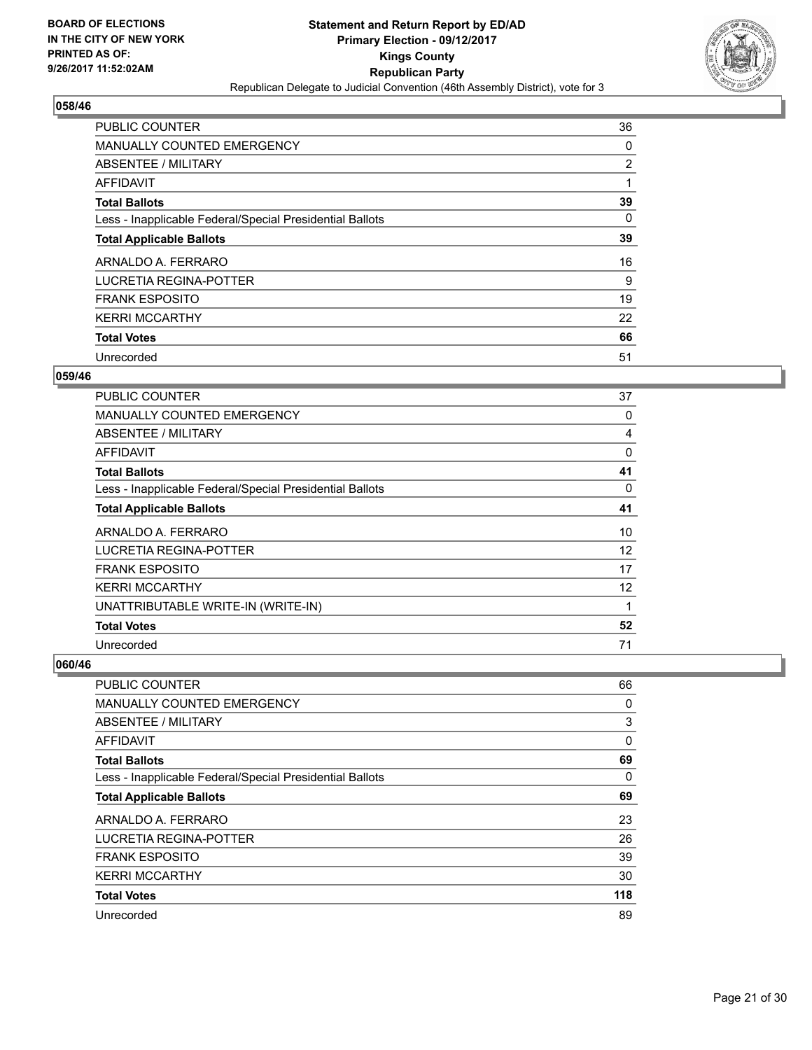**Statement and Return Report by ED/AD**
**Primary Election - 09/12/2017**
**Kings County**
**Republican Party**
Republican Delegate to Judicial Convention (46th Assembly District), vote for 3

BOARD OF ELECTIONS IN THE CITY OF NEW YORK PRINTED AS OF: 9/26/2017 11:52:02AM

### 058/46

| | |
|---|---|
| PUBLIC COUNTER | 36 |
| MANUALLY COUNTED EMERGENCY | 0 |
| ABSENTEE / MILITARY | 2 |
| AFFIDAVIT | 1 |
| **Total Ballots** | **39** |
| Less - Inapplicable Federal/Special Presidential Ballots | 0 |
| **Total Applicable Ballots** | **39** |
| ARNALDO A. FERRARO | 16 |
| LUCRETIA REGINA-POTTER | 9 |
| FRANK ESPOSITO | 19 |
| KERRI MCCARTHY | 22 |
| **Total Votes** | **66** |
| Unrecorded | 51 |

### 059/46

| | |
|---|---|
| PUBLIC COUNTER | 37 |
| MANUALLY COUNTED EMERGENCY | 0 |
| ABSENTEE / MILITARY | 4 |
| AFFIDAVIT | 0 |
| **Total Ballots** | **41** |
| Less - Inapplicable Federal/Special Presidential Ballots | 0 |
| **Total Applicable Ballots** | **41** |
| ARNALDO A. FERRARO | 10 |
| LUCRETIA REGINA-POTTER | 12 |
| FRANK ESPOSITO | 17 |
| KERRI MCCARTHY | 12 |
| UNATTRIBUTABLE WRITE-IN (WRITE-IN) | 1 |
| **Total Votes** | **52** |
| Unrecorded | 71 |

### 060/46

| | |
|---|---|
| PUBLIC COUNTER | 66 |
| MANUALLY COUNTED EMERGENCY | 0 |
| ABSENTEE / MILITARY | 3 |
| AFFIDAVIT | 0 |
| **Total Ballots** | **69** |
| Less - Inapplicable Federal/Special Presidential Ballots | 0 |
| **Total Applicable Ballots** | **69** |
| ARNALDO A. FERRARO | 23 |
| LUCRETIA REGINA-POTTER | 26 |
| FRANK ESPOSITO | 39 |
| KERRI MCCARTHY | 30 |
| **Total Votes** | **118** |
| Unrecorded | 89 |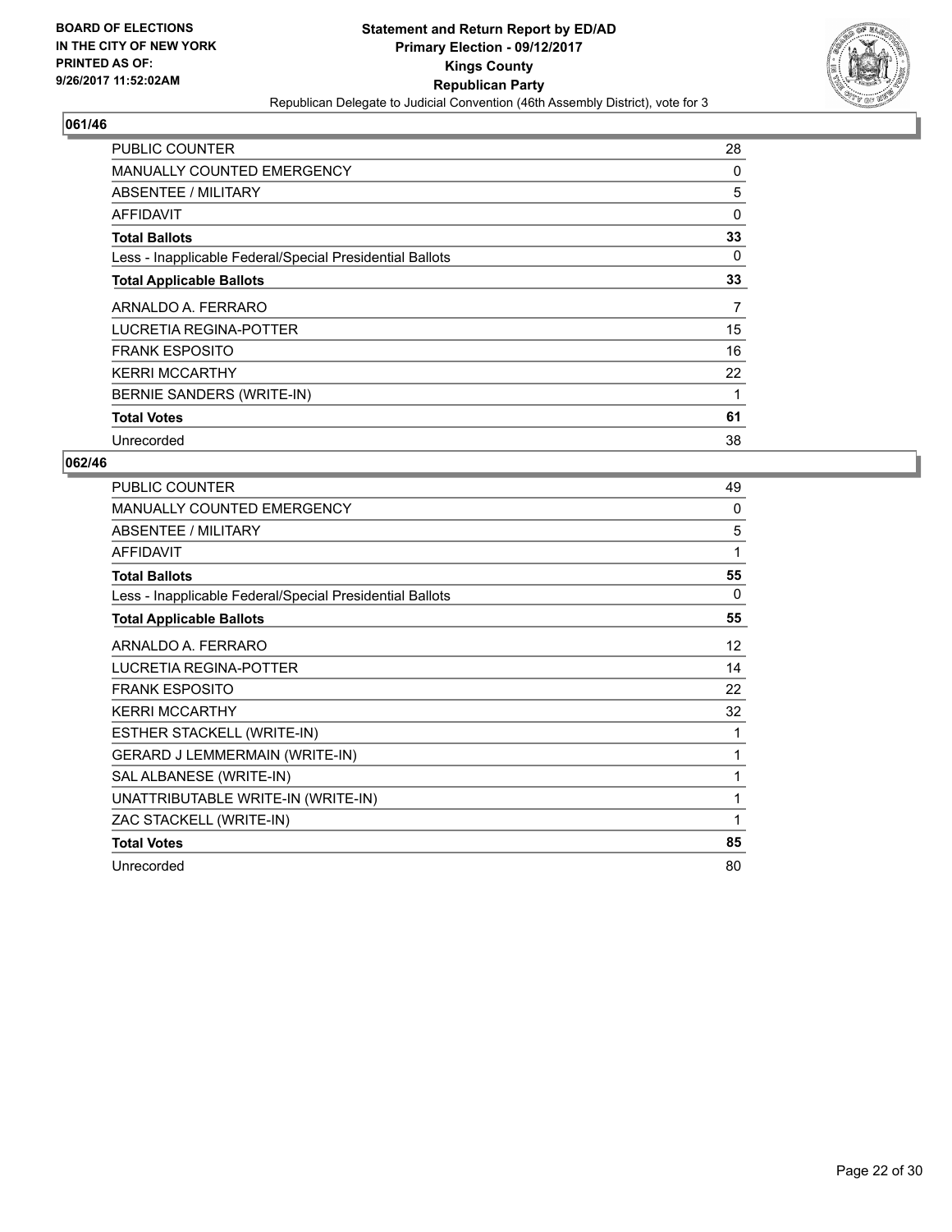BOARD OF ELECTIONS
IN THE CITY OF NEW YORK
PRINTED AS OF:
9/26/2017 11:52:02AM

**Statement and Return Report by ED/AD**
**Primary Election - 09/12/2017**
**Kings County**
**Republican Party**
Republican Delegate to Judicial Convention (46th Assembly District), vote for 3

### 061/46

| | |
|---|---|
| PUBLIC COUNTER | 28 |
| MANUALLY COUNTED EMERGENCY | 0 |
| ABSENTEE / MILITARY | 5 |
| AFFIDAVIT | 0 |
| **Total Ballots** | **33** |
| Less - Inapplicable Federal/Special Presidential Ballots | 0 |
| **Total Applicable Ballots** | **33** |
| ARNALDO A. FERRARO | 7 |
| LUCRETIA REGINA-POTTER | 15 |
| FRANK ESPOSITO | 16 |
| KERRI MCCARTHY | 22 |
| BERNIE SANDERS (WRITE-IN) | 1 |
| **Total Votes** | **61** |
| Unrecorded | 38 |

### 062/46

| | |
|---|---|
| PUBLIC COUNTER | 49 |
| MANUALLY COUNTED EMERGENCY | 0 |
| ABSENTEE / MILITARY | 5 |
| AFFIDAVIT | 1 |
| **Total Ballots** | **55** |
| Less - Inapplicable Federal/Special Presidential Ballots | 0 |
| **Total Applicable Ballots** | **55** |
| ARNALDO A. FERRARO | 12 |
| LUCRETIA REGINA-POTTER | 14 |
| FRANK ESPOSITO | 22 |
| KERRI MCCARTHY | 32 |
| ESTHER STACKELL (WRITE-IN) | 1 |
| GERARD J LEMMERMAIN (WRITE-IN) | 1 |
| SAL ALBANESE (WRITE-IN) | 1 |
| UNATTRIBUTABLE WRITE-IN (WRITE-IN) | 1 |
| ZAC STACKELL (WRITE-IN) | 1 |
| **Total Votes** | **85** |
| Unrecorded | 80 |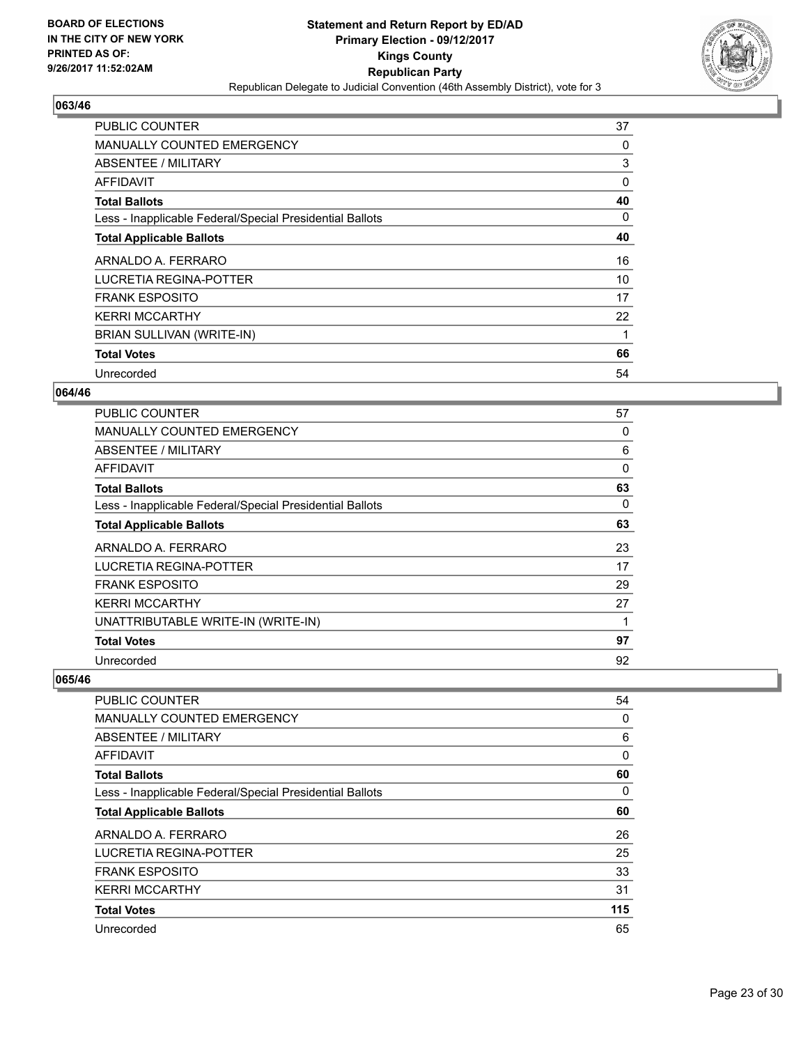**Statement and Return Report by ED/AD**
**Primary Election - 09/12/2017**
**Kings County**
**Republican Party**
Republican Delegate to Judicial Convention (46th Assembly District), vote for 3

BOARD OF ELECTIONS
IN THE CITY OF NEW YORK
PRINTED AS OF:
9/26/2017 11:52:02AM

## 063/46

| | |
|---|---|
| PUBLIC COUNTER | 37 |
| MANUALLY COUNTED EMERGENCY | 0 |
| ABSENTEE / MILITARY | 3 |
| AFFIDAVIT | 0 |
| **Total Ballots** | **40** |
| Less - Inapplicable Federal/Special Presidential Ballots | 0 |
| **Total Applicable Ballots** | **40** |
| ARNALDO A. FERRARO | 16 |
| LUCRETIA REGINA-POTTER | 10 |
| FRANK ESPOSITO | 17 |
| KERRI MCCARTHY | 22 |
| BRIAN SULLIVAN (WRITE-IN) | 1 |
| **Total Votes** | **66** |
| Unrecorded | 54 |

## 064/46

| | |
|---|---|
| PUBLIC COUNTER | 57 |
| MANUALLY COUNTED EMERGENCY | 0 |
| ABSENTEE / MILITARY | 6 |
| AFFIDAVIT | 0 |
| **Total Ballots** | **63** |
| Less - Inapplicable Federal/Special Presidential Ballots | 0 |
| **Total Applicable Ballots** | **63** |
| ARNALDO A. FERRARO | 23 |
| LUCRETIA REGINA-POTTER | 17 |
| FRANK ESPOSITO | 29 |
| KERRI MCCARTHY | 27 |
| UNATTRIBUTABLE WRITE-IN (WRITE-IN) | 1 |
| **Total Votes** | **97** |
| Unrecorded | 92 |

## 065/46

| | |
|---|---|
| PUBLIC COUNTER | 54 |
| MANUALLY COUNTED EMERGENCY | 0 |
| ABSENTEE / MILITARY | 6 |
| AFFIDAVIT | 0 |
| **Total Ballots** | **60** |
| Less - Inapplicable Federal/Special Presidential Ballots | 0 |
| **Total Applicable Ballots** | **60** |
| ARNALDO A. FERRARO | 26 |
| LUCRETIA REGINA-POTTER | 25 |
| FRANK ESPOSITO | 33 |
| KERRI MCCARTHY | 31 |
| **Total Votes** | **115** |
| Unrecorded | 65 |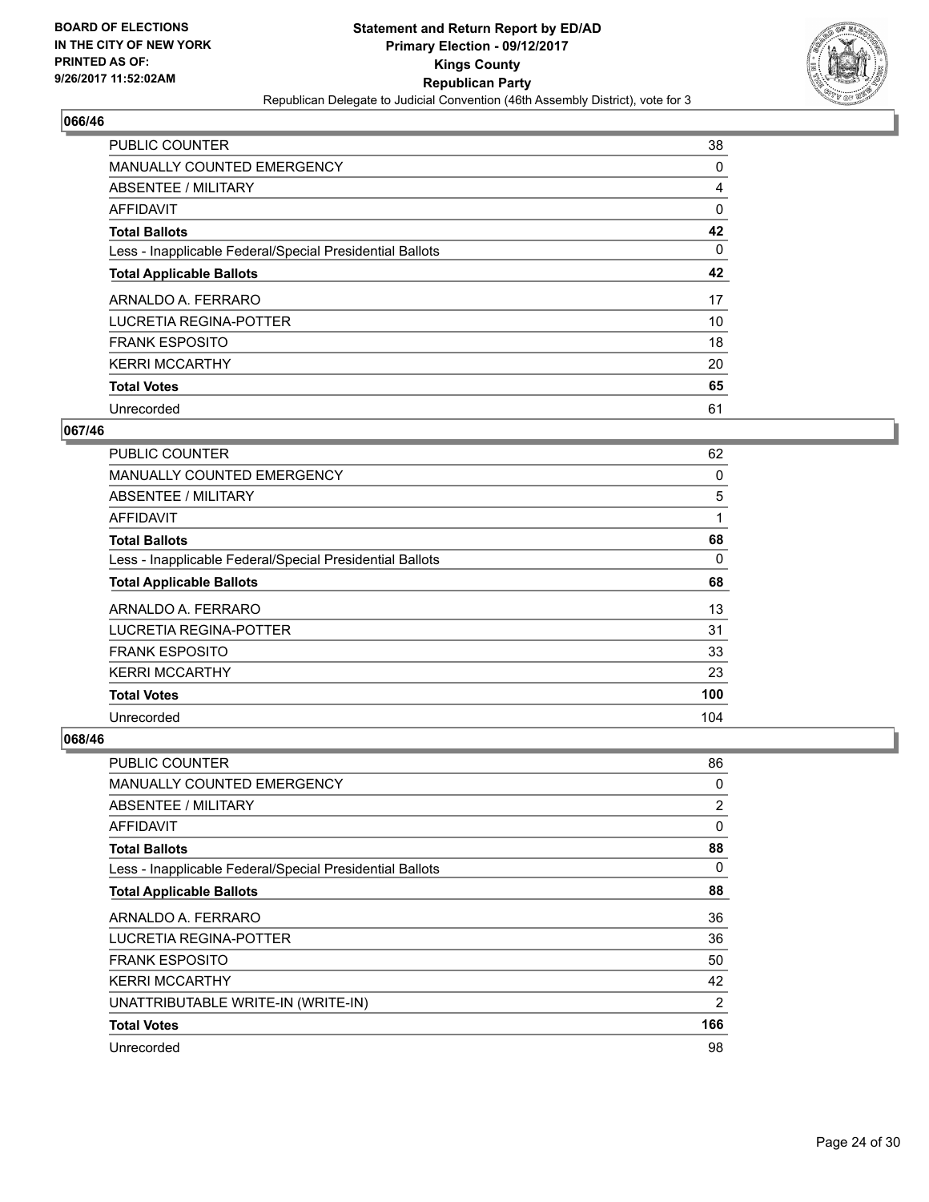**BOARD OF ELECTIONS IN THE CITY OF NEW YORK PRINTED AS OF: 9/26/2017 11:52:02AM**

**Statement and Return Report by ED/AD**
**Primary Election - 09/12/2017**
**Kings County**
**Republican Party**
Republican Delegate to Judicial Convention (46th Assembly District), vote for 3

### 066/46

| | |
|---|---|
| PUBLIC COUNTER | 38 |
| MANUALLY COUNTED EMERGENCY | 0 |
| ABSENTEE / MILITARY | 4 |
| AFFIDAVIT | 0 |
| **Total Ballots** | **42** |
| Less - Inapplicable Federal/Special Presidential Ballots | 0 |
| **Total Applicable Ballots** | **42** |
| ARNALDO A. FERRARO | 17 |
| LUCRETIA REGINA-POTTER | 10 |
| FRANK ESPOSITO | 18 |
| KERRI MCCARTHY | 20 |
| **Total Votes** | **65** |
| Unrecorded | 61 |

### 067/46

| | |
|---|---|
| PUBLIC COUNTER | 62 |
| MANUALLY COUNTED EMERGENCY | 0 |
| ABSENTEE / MILITARY | 5 |
| AFFIDAVIT | 1 |
| **Total Ballots** | **68** |
| Less - Inapplicable Federal/Special Presidential Ballots | 0 |
| **Total Applicable Ballots** | **68** |
| ARNALDO A. FERRARO | 13 |
| LUCRETIA REGINA-POTTER | 31 |
| FRANK ESPOSITO | 33 |
| KERRI MCCARTHY | 23 |
| **Total Votes** | **100** |
| Unrecorded | 104 |

### 068/46

| | |
|---|---|
| PUBLIC COUNTER | 86 |
| MANUALLY COUNTED EMERGENCY | 0 |
| ABSENTEE / MILITARY | 2 |
| AFFIDAVIT | 0 |
| **Total Ballots** | **88** |
| Less - Inapplicable Federal/Special Presidential Ballots | 0 |
| **Total Applicable Ballots** | **88** |
| ARNALDO A. FERRARO | 36 |
| LUCRETIA REGINA-POTTER | 36 |
| FRANK ESPOSITO | 50 |
| KERRI MCCARTHY | 42 |
| UNATTRIBUTABLE WRITE-IN (WRITE-IN) | 2 |
| **Total Votes** | **166** |
| Unrecorded | 98 |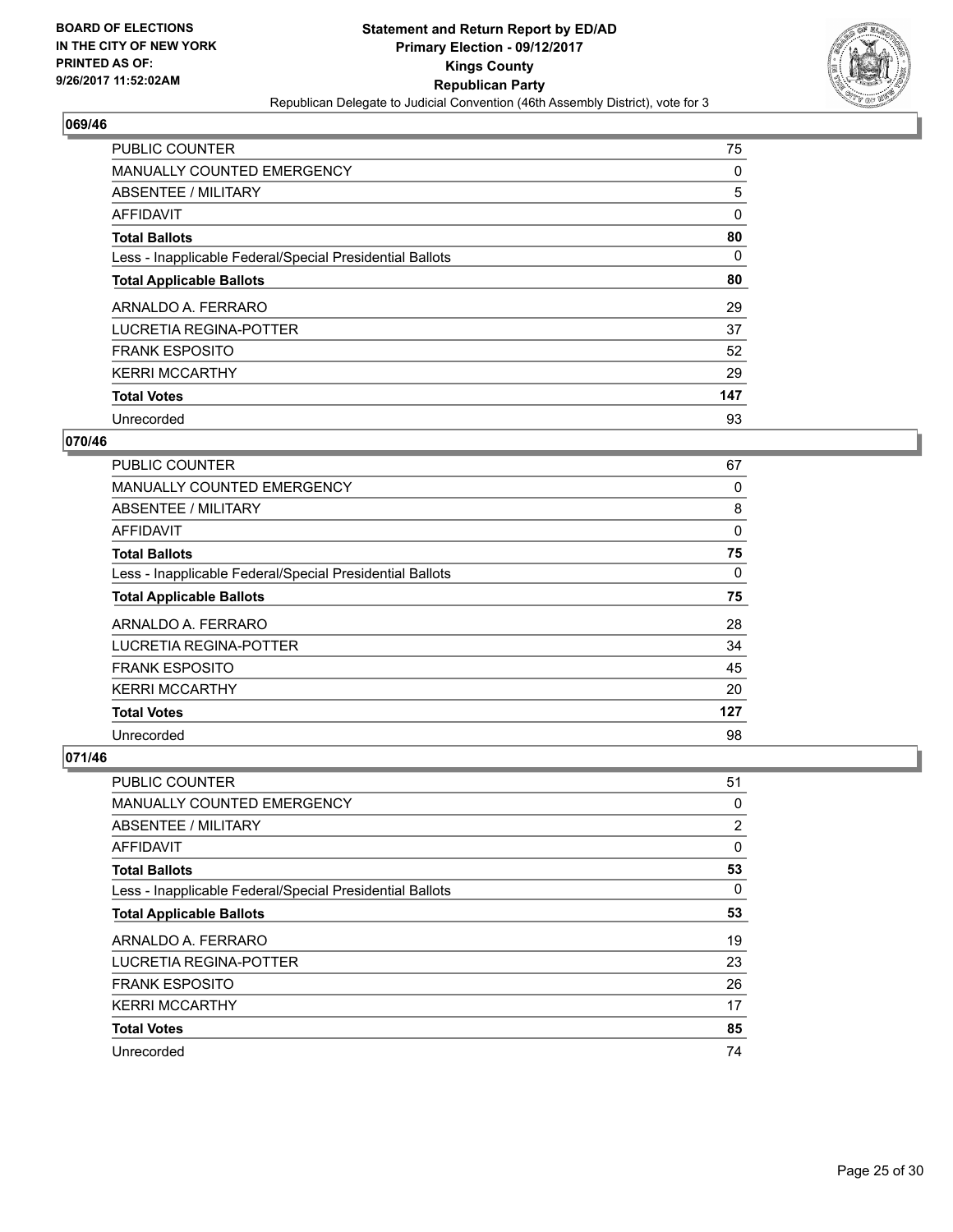BOARD OF ELECTIONS
IN THE CITY OF NEW YORK
PRINTED AS OF:
9/26/2017 11:52:02AM

**Statement and Return Report by ED/AD**
**Primary Election - 09/12/2017**
**Kings County**
**Republican Party**
Republican Delegate to Judicial Convention (46th Assembly District), vote for 3

## 069/46

| | |
|---|---|
| PUBLIC COUNTER | 75 |
| MANUALLY COUNTED EMERGENCY | 0 |
| ABSENTEE / MILITARY | 5 |
| AFFIDAVIT | 0 |
| **Total Ballots** | **80** |
| Less - Inapplicable Federal/Special Presidential Ballots | 0 |
| **Total Applicable Ballots** | **80** |
| ARNALDO A. FERRARO | 29 |
| LUCRETIA REGINA-POTTER | 37 |
| FRANK ESPOSITO | 52 |
| KERRI MCCARTHY | 29 |
| **Total Votes** | **147** |
| Unrecorded | 93 |

## 070/46

| | |
|---|---|
| PUBLIC COUNTER | 67 |
| MANUALLY COUNTED EMERGENCY | 0 |
| ABSENTEE / MILITARY | 8 |
| AFFIDAVIT | 0 |
| **Total Ballots** | **75** |
| Less - Inapplicable Federal/Special Presidential Ballots | 0 |
| **Total Applicable Ballots** | **75** |
| ARNALDO A. FERRARO | 28 |
| LUCRETIA REGINA-POTTER | 34 |
| FRANK ESPOSITO | 45 |
| KERRI MCCARTHY | 20 |
| **Total Votes** | **127** |
| Unrecorded | 98 |

## 071/46

| | |
|---|---|
| PUBLIC COUNTER | 51 |
| MANUALLY COUNTED EMERGENCY | 0 |
| ABSENTEE / MILITARY | 2 |
| AFFIDAVIT | 0 |
| **Total Ballots** | **53** |
| Less - Inapplicable Federal/Special Presidential Ballots | 0 |
| **Total Applicable Ballots** | **53** |
| ARNALDO A. FERRARO | 19 |
| LUCRETIA REGINA-POTTER | 23 |
| FRANK ESPOSITO | 26 |
| KERRI MCCARTHY | 17 |
| **Total Votes** | **85** |
| Unrecorded | 74 |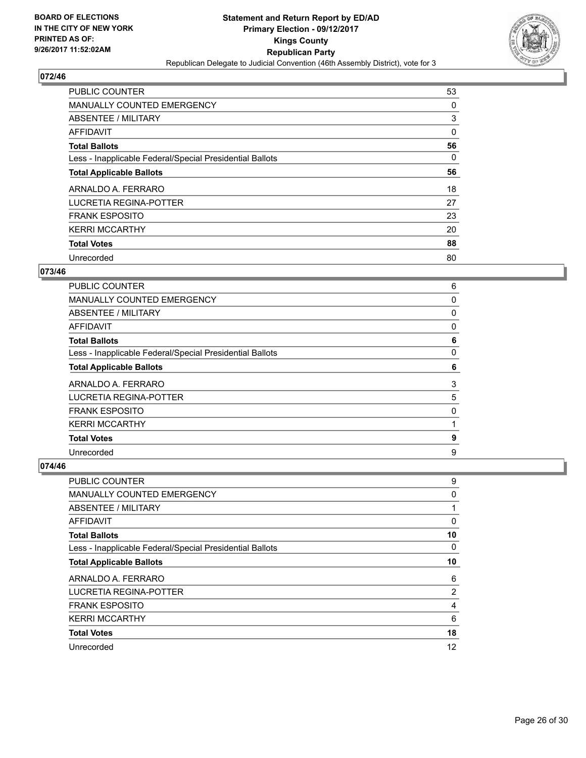BOARD OF ELECTIONS
IN THE CITY OF NEW YORK
PRINTED AS OF:
9/26/2017 11:52:02AM

**Statement and Return Report by ED/AD**
**Primary Election - 09/12/2017**
**Kings County**
**Republican Party**
Republican Delegate to Judicial Convention (46th Assembly District), vote for 3

### 072/46

| | |
|---|---|
| PUBLIC COUNTER | 53 |
| MANUALLY COUNTED EMERGENCY | 0 |
| ABSENTEE / MILITARY | 3 |
| AFFIDAVIT | 0 |
| **Total Ballots** | **56** |
| Less - Inapplicable Federal/Special Presidential Ballots | 0 |
| **Total Applicable Ballots** | **56** |
| ARNALDO A. FERRARO | 18 |
| LUCRETIA REGINA-POTTER | 27 |
| FRANK ESPOSITO | 23 |
| KERRI MCCARTHY | 20 |
| **Total Votes** | **88** |
| Unrecorded | 80 |

### 073/46

| | |
|---|---|
| PUBLIC COUNTER | 6 |
| MANUALLY COUNTED EMERGENCY | 0 |
| ABSENTEE / MILITARY | 0 |
| AFFIDAVIT | 0 |
| **Total Ballots** | **6** |
| Less - Inapplicable Federal/Special Presidential Ballots | 0 |
| **Total Applicable Ballots** | **6** |
| ARNALDO A. FERRARO | 3 |
| LUCRETIA REGINA-POTTER | 5 |
| FRANK ESPOSITO | 0 |
| KERRI MCCARTHY | 1 |
| **Total Votes** | **9** |
| Unrecorded | 9 |

### 074/46

| | |
|---|---|
| PUBLIC COUNTER | 9 |
| MANUALLY COUNTED EMERGENCY | 0 |
| ABSENTEE / MILITARY | 1 |
| AFFIDAVIT | 0 |
| **Total Ballots** | **10** |
| Less - Inapplicable Federal/Special Presidential Ballots | 0 |
| **Total Applicable Ballots** | **10** |
| ARNALDO A. FERRARO | 6 |
| LUCRETIA REGINA-POTTER | 2 |
| FRANK ESPOSITO | 4 |
| KERRI MCCARTHY | 6 |
| **Total Votes** | **18** |
| Unrecorded | 12 |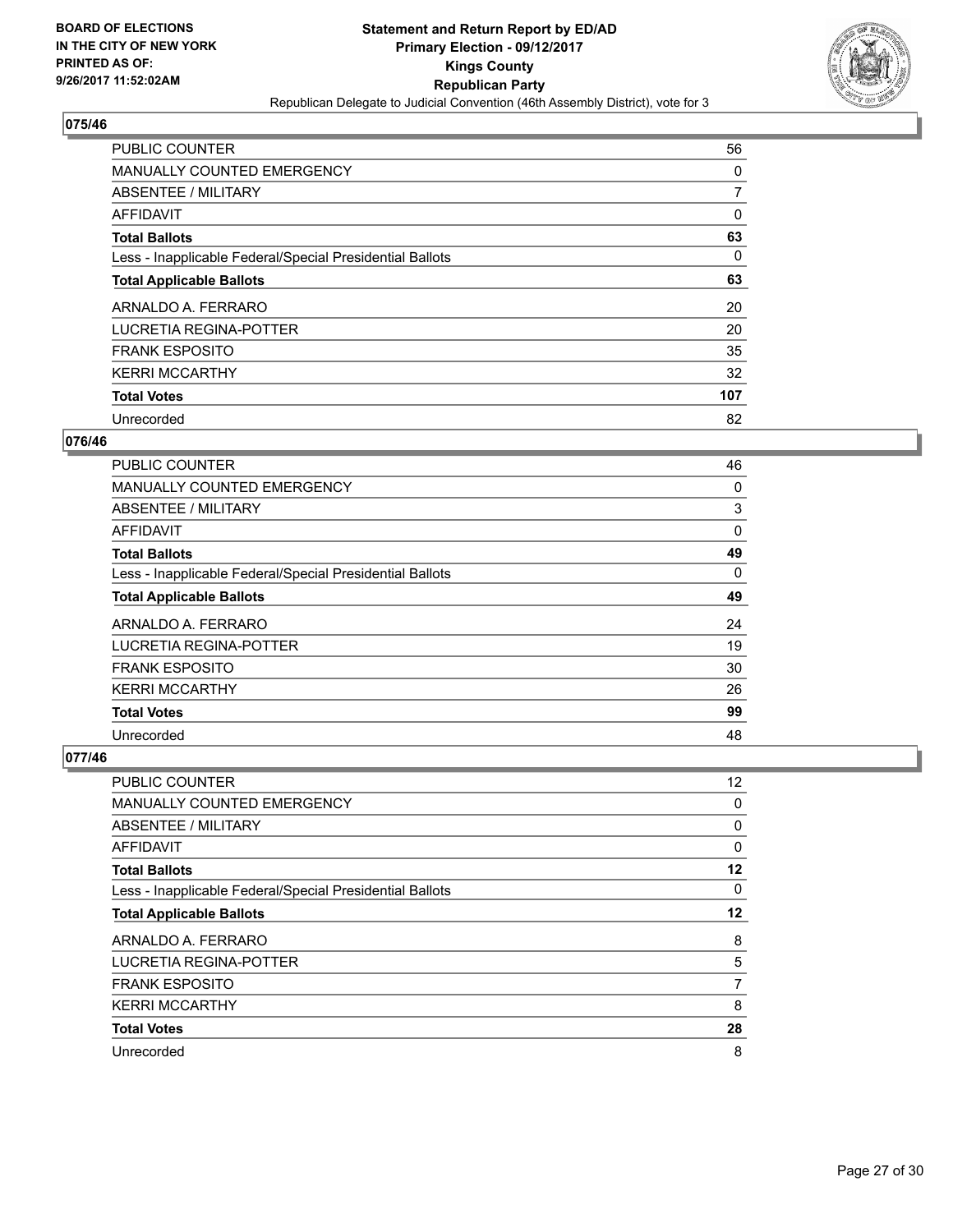**Statement and Return Report by ED/AD**
**Primary Election - 09/12/2017**
**Kings County**
**Republican Party**
Republican Delegate to Judicial Convention (46th Assembly District), vote for 3

BOARD OF ELECTIONS
IN THE CITY OF NEW YORK
PRINTED AS OF:
9/26/2017 11:52:02AM

## 075/46

| | |
|---|---|
| PUBLIC COUNTER | 56 |
| MANUALLY COUNTED EMERGENCY | 0 |
| ABSENTEE / MILITARY | 7 |
| AFFIDAVIT | 0 |
| **Total Ballots** | **63** |
| Less - Inapplicable Federal/Special Presidential Ballots | 0 |
| **Total Applicable Ballots** | **63** |
| ARNALDO A. FERRARO | 20 |
| LUCRETIA REGINA-POTTER | 20 |
| FRANK ESPOSITO | 35 |
| KERRI MCCARTHY | 32 |
| **Total Votes** | **107** |
| Unrecorded | 82 |

## 076/46

| | |
|---|---|
| PUBLIC COUNTER | 46 |
| MANUALLY COUNTED EMERGENCY | 0 |
| ABSENTEE / MILITARY | 3 |
| AFFIDAVIT | 0 |
| **Total Ballots** | **49** |
| Less - Inapplicable Federal/Special Presidential Ballots | 0 |
| **Total Applicable Ballots** | **49** |
| ARNALDO A. FERRARO | 24 |
| LUCRETIA REGINA-POTTER | 19 |
| FRANK ESPOSITO | 30 |
| KERRI MCCARTHY | 26 |
| **Total Votes** | **99** |
| Unrecorded | 48 |

## 077/46

| | |
|---|---|
| PUBLIC COUNTER | 12 |
| MANUALLY COUNTED EMERGENCY | 0 |
| ABSENTEE / MILITARY | 0 |
| AFFIDAVIT | 0 |
| **Total Ballots** | **12** |
| Less - Inapplicable Federal/Special Presidential Ballots | 0 |
| **Total Applicable Ballots** | **12** |
| ARNALDO A. FERRARO | 8 |
| LUCRETIA REGINA-POTTER | 5 |
| FRANK ESPOSITO | 7 |
| KERRI MCCARTHY | 8 |
| **Total Votes** | **28** |
| Unrecorded | 8 |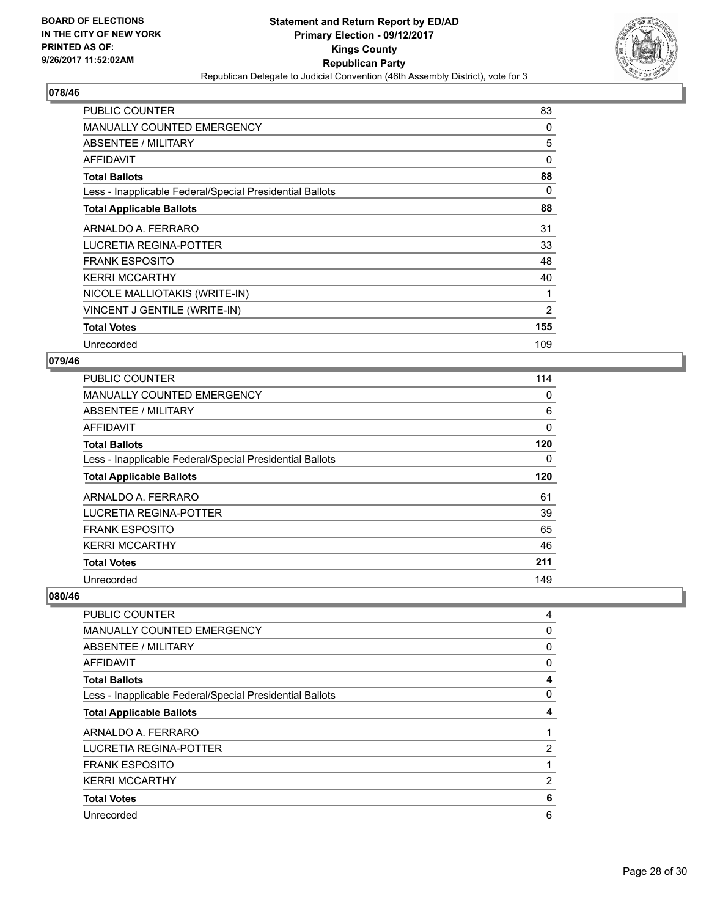BOARD OF ELECTIONS
IN THE CITY OF NEW YORK
PRINTED AS OF:
9/26/2017 11:52:02AM

**Statement and Return Report by ED/AD**
**Primary Election - 09/12/2017**
**Kings County**
**Republican Party**
Republican Delegate to Judicial Convention (46th Assembly District), vote for 3

## 078/46

| | |
|---|---|
| PUBLIC COUNTER | 83 |
| MANUALLY COUNTED EMERGENCY | 0 |
| ABSENTEE / MILITARY | 5 |
| AFFIDAVIT | 0 |
| **Total Ballots** | **88** |
| Less - Inapplicable Federal/Special Presidential Ballots | 0 |
| **Total Applicable Ballots** | **88** |
| ARNALDO A. FERRARO | 31 |
| LUCRETIA REGINA-POTTER | 33 |
| FRANK ESPOSITO | 48 |
| KERRI MCCARTHY | 40 |
| NICOLE MALLIOTAKIS (WRITE-IN) | 1 |
| VINCENT J GENTILE (WRITE-IN) | 2 |
| **Total Votes** | **155** |
| Unrecorded | 109 |

## 079/46

| | |
|---|---|
| PUBLIC COUNTER | 114 |
| MANUALLY COUNTED EMERGENCY | 0 |
| ABSENTEE / MILITARY | 6 |
| AFFIDAVIT | 0 |
| **Total Ballots** | **120** |
| Less - Inapplicable Federal/Special Presidential Ballots | 0 |
| **Total Applicable Ballots** | **120** |
| ARNALDO A. FERRARO | 61 |
| LUCRETIA REGINA-POTTER | 39 |
| FRANK ESPOSITO | 65 |
| KERRI MCCARTHY | 46 |
| **Total Votes** | **211** |
| Unrecorded | 149 |

## 080/46

| | |
|---|---|
| PUBLIC COUNTER | 4 |
| MANUALLY COUNTED EMERGENCY | 0 |
| ABSENTEE / MILITARY | 0 |
| AFFIDAVIT | 0 |
| **Total Ballots** | **4** |
| Less - Inapplicable Federal/Special Presidential Ballots | 0 |
| **Total Applicable Ballots** | **4** |
| ARNALDO A. FERRARO | 1 |
| LUCRETIA REGINA-POTTER | 2 |
| FRANK ESPOSITO | 1 |
| KERRI MCCARTHY | 2 |
| **Total Votes** | **6** |
| Unrecorded | 6 |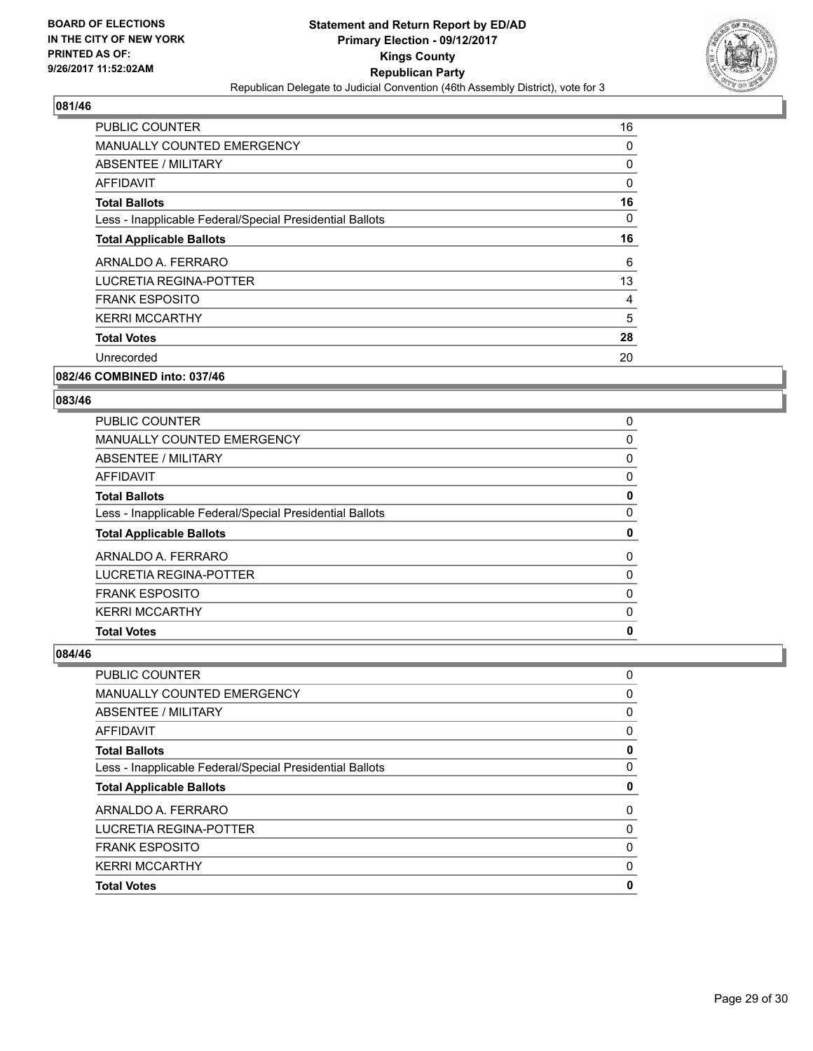## 081/46

| | |
|---|---|
| PUBLIC COUNTER | 16 |
| MANUALLY COUNTED EMERGENCY | 0 |
| ABSENTEE / MILITARY | 0 |
| AFFIDAVIT | 0 |
| **Total Ballots** | **16** |
| Less - Inapplicable Federal/Special Presidential Ballots | 0 |
| **Total Applicable Ballots** | **16** |
| ARNALDO A. FERRARO | 6 |
| LUCRETIA REGINA-POTTER | 13 |
| FRANK ESPOSITO | 4 |
| KERRI MCCARTHY | 5 |
| **Total Votes** | **28** |
| Unrecorded | 20 |

## 082/46 COMBINED into: 037/46

## 083/46

| | |
|---|---|
| PUBLIC COUNTER | 0 |
| MANUALLY COUNTED EMERGENCY | 0 |
| ABSENTEE / MILITARY | 0 |
| AFFIDAVIT | 0 |
| **Total Ballots** | **0** |
| Less - Inapplicable Federal/Special Presidential Ballots | 0 |
| **Total Applicable Ballots** | **0** |
| ARNALDO A. FERRARO | 0 |
| LUCRETIA REGINA-POTTER | 0 |
| FRANK ESPOSITO | 0 |
| KERRI MCCARTHY | 0 |
| **Total Votes** | **0** |

## 084/46

| | |
|---|---|
| PUBLIC COUNTER | 0 |
| MANUALLY COUNTED EMERGENCY | 0 |
| ABSENTEE / MILITARY | 0 |
| AFFIDAVIT | 0 |
| **Total Ballots** | **0** |
| Less - Inapplicable Federal/Special Presidential Ballots | 0 |
| **Total Applicable Ballots** | **0** |
| ARNALDO A. FERRARO | 0 |
| LUCRETIA REGINA-POTTER | 0 |
| FRANK ESPOSITO | 0 |
| KERRI MCCARTHY | 0 |
| **Total Votes** | **0** |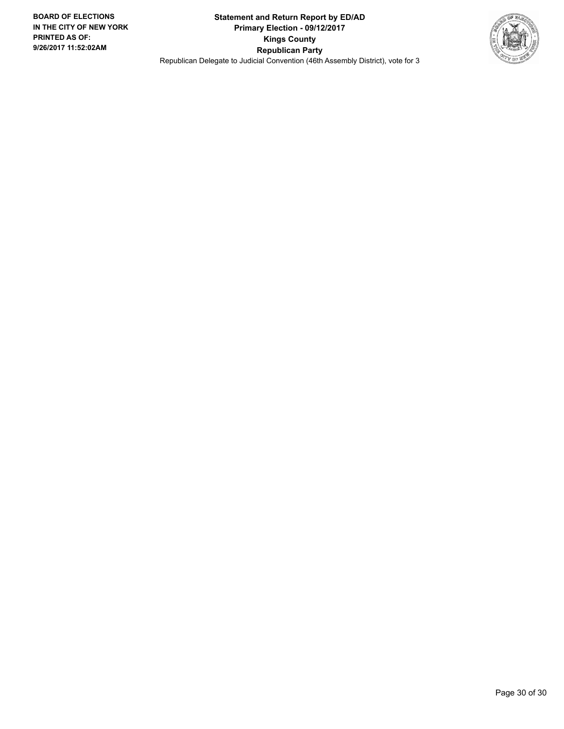**BOARD OF ELECTIONS IN THE CITY OF NEW YORK PRINTED AS OF: 9/26/2017 11:52:02AM**

**Statement and Return Report by ED/AD**
**Primary Election - 09/12/2017**
**Kings County**
**Republican Party**
Republican Delegate to Judicial Convention (46th Assembly District), vote for 3